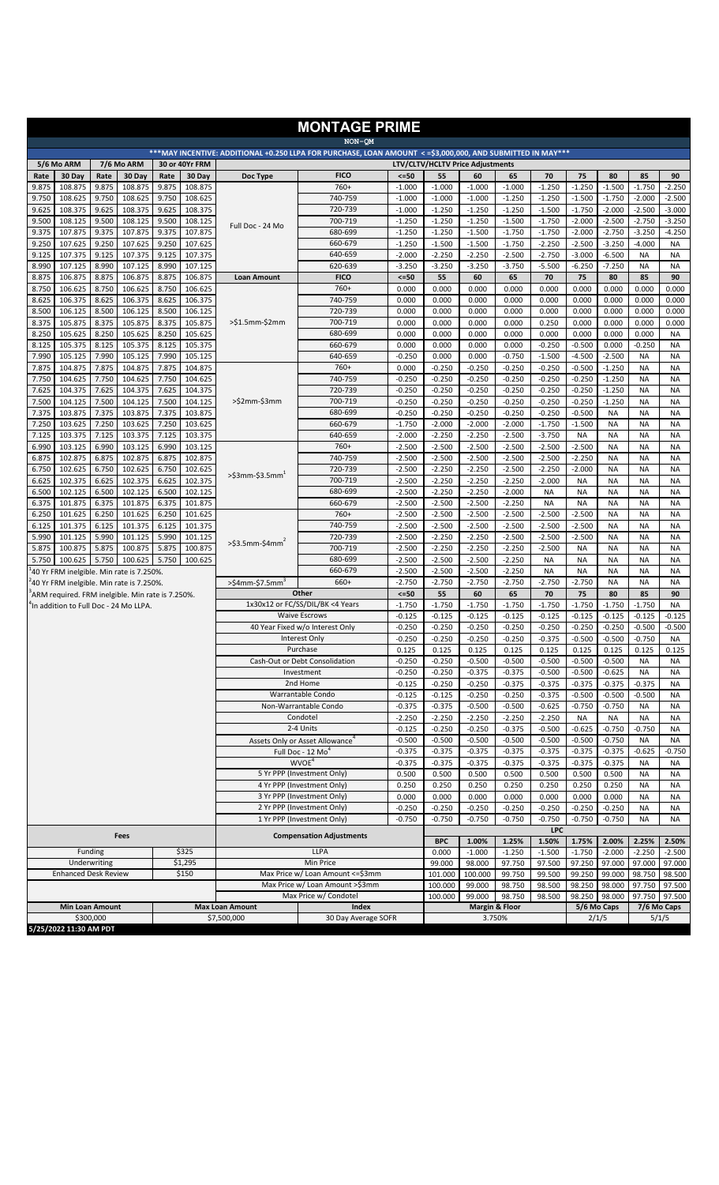# MONTAGE PRIME

NON-QM

***MAY INCENTIVE: ADDITIONAL +0.250 LLPA FOR PURCHASE, LOAN AMOUNT < =$3,000,000, AND SUBMITTED IN MAY***

| 5/6 Mo ARM | | 7/6 Mo ARM | | 30 or 40Yr FRM | |
|---|---|---|---|---|---|
| Rate | 30 Day | Rate | 30 Day | Rate | 30 Day |
| 9.875 | 108.875 | 9.875 | 108.875 | 9.875 | 108.875 |
| 9.750 | 108.625 | 9.750 | 108.625 | 9.750 | 108.625 |
| 9.625 | 108.375 | 9.625 | 108.375 | 9.625 | 108.375 |
| 9.500 | 108.125 | 9.500 | 108.125 | 9.500 | 108.125 |
| 9.375 | 107.875 | 9.375 | 107.875 | 9.375 | 107.875 |
| 9.250 | 107.625 | 9.250 | 107.625 | 9.250 | 107.625 |
| 9.125 | 107.375 | 9.125 | 107.375 | 9.125 | 107.375 |
| 8.990 | 107.125 | 8.990 | 107.125 | 8.990 | 107.125 |
| 8.875 | 106.875 | 8.875 | 106.875 | 8.875 | 106.875 |
| 8.750 | 106.625 | 8.750 | 106.625 | 8.750 | 106.625 |
| 8.625 | 106.375 | 8.625 | 106.375 | 8.625 | 106.375 |
| 8.500 | 106.125 | 8.500 | 106.125 | 8.500 | 106.125 |
| 8.375 | 105.875 | 8.375 | 105.875 | 8.375 | 105.875 |
| 8.250 | 105.625 | 8.250 | 105.625 | 8.250 | 105.625 |
| 8.125 | 105.375 | 8.125 | 105.375 | 8.125 | 105.375 |
| 7.990 | 105.125 | 7.990 | 105.125 | 7.990 | 105.125 |
| 7.875 | 104.875 | 7.875 | 104.875 | 7.875 | 104.875 |
| 7.750 | 104.625 | 7.750 | 104.625 | 7.750 | 104.625 |
| 7.625 | 104.375 | 7.625 | 104.375 | 7.625 | 104.375 |
| 7.500 | 104.125 | 7.500 | 104.125 | 7.500 | 104.125 |
| 7.375 | 103.875 | 7.375 | 103.875 | 7.375 | 103.875 |
| 7.250 | 103.625 | 7.250 | 103.625 | 7.250 | 103.625 |
| 7.125 | 103.375 | 7.125 | 103.375 | 7.125 | 103.375 |
| 6.990 | 103.125 | 6.990 | 103.125 | 6.990 | 103.125 |
| 6.875 | 102.875 | 6.875 | 102.875 | 6.875 | 102.875 |
| 6.750 | 102.625 | 6.750 | 102.625 | 6.750 | 102.625 |
| 6.625 | 102.375 | 6.625 | 102.375 | 6.625 | 102.375 |
| 6.500 | 102.125 | 6.500 | 102.125 | 6.500 | 102.125 |
| 6.375 | 101.875 | 6.375 | 101.875 | 6.375 | 101.875 |
| 6.250 | 101.625 | 6.250 | 101.625 | 6.250 | 101.625 |
| 6.125 | 101.375 | 6.125 | 101.375 | 6.125 | 101.375 |
| 5.990 | 101.125 | 5.990 | 101.125 | 5.990 | 101.125 |
| 5.875 | 100.875 | 5.875 | 100.875 | 5.875 | 100.875 |
| 5.750 | 100.625 | 5.750 | 100.625 | 5.750 | 100.625 |

[1]40 Yr FRM inelgible. Min rate is 7.250%.

[2]40 Yr FRM inelgible. Min rate is 7.250%.

[3]ARM required. FRM inelgible. Min rate is 7.250%.

[4]In addition to Full Doc - 24 Mo LLPA.

**LTV/CLTV/HCLTV Price Adjustments**

| Doc Type | FICO | <=50 | 55 | 60 | 65 | 70 | 75 | 80 | 85 | 90 |
|---|---|---|---|---|---|---|---|---|---|---|
| Full Doc - 24 Mo | 760+ | -1.000 | -1.000 | -1.000 | -1.000 | -1.250 | -1.250 | -1.500 | -1.750 | -2.250 |
| | 740-759 | -1.000 | -1.000 | -1.000 | -1.250 | -1.250 | -1.500 | -1.750 | -2.000 | -2.500 |
| | 720-739 | -1.000 | -1.250 | -1.250 | -1.250 | -1.500 | -1.750 | -2.000 | -2.500 | -3.000 |
| | 700-719 | -1.250 | -1.250 | -1.250 | -1.500 | -1.750 | -2.000 | -2.500 | -2.750 | -3.250 |
| | 680-699 | -1.250 | -1.250 | -1.500 | -1.750 | -1.750 | -2.000 | -2.750 | -3.250 | -4.250 |
| | 660-679 | -1.250 | -1.500 | -1.500 | -1.750 | -2.250 | -2.500 | -3.250 | -4.000 | NA |
| | 640-659 | -2.000 | -2.250 | -2.250 | -2.500 | -2.750 | -3.000 | -6.500 | NA | NA |
| | 620-639 | -3.250 | -3.250 | -3.250 | -3.750 | -5.500 | -6.250 | -7.250 | NA | NA |
| **Loan Amount** | **FICO** | **<=50** | **55** | **60** | **65** | **70** | **75** | **80** | **85** | **90** |
| >$1.5mm-$2mm | 760+ | 0.000 | 0.000 | 0.000 | 0.000 | 0.000 | 0.000 | 0.000 | 0.000 | 0.000 |
| | 740-759 | 0.000 | 0.000 | 0.000 | 0.000 | 0.000 | 0.000 | 0.000 | 0.000 | 0.000 |
| | 720-739 | 0.000 | 0.000 | 0.000 | 0.000 | 0.000 | 0.000 | 0.000 | 0.000 | 0.000 |
| | 700-719 | 0.000 | 0.000 | 0.000 | 0.000 | 0.250 | 0.000 | 0.000 | 0.000 | 0.000 |
| | 680-699 | 0.000 | 0.000 | 0.000 | 0.000 | 0.000 | 0.000 | 0.000 | 0.000 | NA |
| | 660-679 | 0.000 | 0.000 | 0.000 | 0.000 | -0.250 | -0.500 | 0.000 | -0.250 | NA |
| | 640-659 | -0.250 | 0.000 | 0.000 | -0.750 | -1.500 | -4.500 | -2.500 | NA | NA |
| >$2mm-$3mm | 760+ | 0.000 | -0.250 | -0.250 | -0.250 | -0.250 | -0.500 | -1.250 | NA | NA |
| | 740-759 | -0.250 | -0.250 | -0.250 | -0.250 | -0.250 | -0.250 | -1.250 | NA | NA |
| | 720-739 | -0.250 | -0.250 | -0.250 | -0.250 | -0.250 | -0.250 | -1.250 | NA | NA |
| | 700-719 | -0.250 | -0.250 | -0.250 | -0.250 | -0.250 | -0.250 | -1.250 | NA | NA |
| | 680-699 | -0.250 | -0.250 | -0.250 | -0.250 | -0.250 | -0.500 | NA | NA | NA |
| | 660-679 | -1.750 | -2.000 | -2.000 | -2.000 | -1.750 | -1.500 | NA | NA | NA |
| | 640-659 | -2.000 | -2.250 | -2.250 | -2.500 | -3.750 | NA | NA | NA | NA |
| >$3mm-$3.5mm[1] | 760+ | -2.500 | -2.500 | -2.500 | -2.500 | -2.500 | -2.500 | NA | NA | NA |
| | 740-759 | -2.500 | -2.500 | -2.500 | -2.500 | -2.500 | -2.250 | NA | NA | NA |
| | 720-739 | -2.500 | -2.250 | -2.250 | -2.500 | -2.250 | -2.000 | NA | NA | NA |
| | 700-719 | -2.500 | -2.250 | -2.250 | -2.250 | -2.000 | NA | NA | NA | NA |
| | 680-699 | -2.500 | -2.250 | -2.250 | -2.000 | NA | NA | NA | NA | NA |
| | 660-679 | -2.500 | -2.500 | -2.500 | -2.250 | NA | NA | NA | NA | NA |
| >$3.5mm-$4mm[2] | 760+ | -2.500 | -2.500 | -2.500 | -2.500 | -2.500 | -2.500 | NA | NA | NA |
| | 740-759 | -2.500 | -2.500 | -2.500 | -2.500 | -2.500 | -2.500 | NA | NA | NA |
| | 720-739 | -2.500 | -2.250 | -2.250 | -2.500 | -2.500 | -2.500 | NA | NA | NA |
| | 700-719 | -2.500 | -2.250 | -2.250 | -2.250 | -2.500 | NA | NA | NA | NA |
| | 680-699 | -2.500 | -2.500 | -2.500 | -2.250 | NA | NA | NA | NA | NA |
| | 660-679 | -2.500 | -2.500 | -2.500 | -2.250 | NA | NA | NA | NA | NA |
| >$4mm-$7.5mm[3] | 660+ | -2.750 | -2.750 | -2.750 | -2.750 | -2.750 | -2.750 | NA | NA | NA |
| **Other** | | **<=50** | **55** | **60** | **65** | **70** | **75** | **80** | **85** | **90** |
| 1x30x12 or FC/SS/DIL/BK <4 Years | | -1.750 | -1.750 | -1.750 | -1.750 | -1.750 | -1.750 | -1.750 | -1.750 | NA |
| Waive Escrows | | -0.125 | -0.125 | -0.125 | -0.125 | -0.125 | -0.125 | -0.125 | -0.125 | -0.125 |
| 40 Year Fixed w/o Interest Only | | -0.250 | -0.250 | -0.250 | -0.250 | -0.250 | -0.250 | -0.250 | -0.500 | -0.500 |
| Interest Only | | -0.250 | -0.250 | -0.250 | -0.250 | -0.375 | -0.500 | -0.500 | -0.750 | NA |
| Purchase | | 0.125 | 0.125 | 0.125 | 0.125 | 0.125 | 0.125 | 0.125 | 0.125 | 0.125 |
| Cash-Out or Debt Consolidation | | -0.250 | -0.250 | -0.500 | -0.500 | -0.500 | -0.500 | -0.500 | NA | NA |
| Investment | | -0.250 | -0.250 | -0.375 | -0.375 | -0.500 | -0.500 | -0.625 | NA | NA |
| 2nd Home | | -0.125 | -0.250 | -0.250 | -0.375 | -0.375 | -0.375 | -0.375 | -0.375 | NA |
| Warrantable Condo | | -0.125 | -0.125 | -0.250 | -0.250 | -0.375 | -0.500 | -0.500 | -0.500 | NA |
| Non-Warrantable Condo | | -0.375 | -0.375 | -0.500 | -0.500 | -0.625 | -0.750 | -0.750 | NA | NA |
| Condotel | | -2.250 | -2.250 | -2.250 | -2.250 | -2.250 | NA | NA | NA | NA |
| 2-4 Units | | -0.125 | -0.250 | -0.250 | -0.375 | -0.500 | -0.625 | -0.750 | -0.750 | NA |
| Assets Only or Asset Allowance[4] | | -0.500 | -0.500 | -0.500 | -0.500 | -0.500 | -0.500 | -0.750 | NA | NA |
| Full Doc - 12 Mo[4] | | -0.375 | -0.375 | -0.375 | -0.375 | -0.375 | -0.375 | -0.375 | -0.625 | -0.750 |
| WVOE[4] | | -0.375 | -0.375 | -0.375 | -0.375 | -0.375 | -0.375 | -0.375 | NA | NA |
| 5 Yr PPP (Investment Only) | | 0.500 | 0.500 | 0.500 | 0.500 | 0.500 | 0.500 | 0.500 | NA | NA |
| 4 Yr PPP (Investment Only) | | 0.250 | 0.250 | 0.250 | 0.250 | 0.250 | 0.250 | 0.250 | NA | NA |
| 3 Yr PPP (Investment Only) | | 0.000 | 0.000 | 0.000 | 0.000 | 0.000 | 0.000 | 0.000 | NA | NA |
| 2 Yr PPP (Investment Only) | | -0.250 | -0.250 | -0.250 | -0.250 | -0.250 | -0.250 | -0.250 | NA | NA |
| 1 Yr PPP (Investment Only) | | -0.750 | -0.750 | -0.750 | -0.750 | -0.750 | -0.750 | -0.750 | NA | NA |

| Fees | |
|---|---|
| Funding | $325 |
| Underwriting | $1,295 |
| Enhanced Desk Review | $150 |

| Compensation Adjustments | LPC: BPC | 1.00% | 1.25% | 1.50% | 1.75% | 2.00% | 2.25% | 2.50% |
|---|---|---|---|---|---|---|---|---|
| LLPA | 0.000 | -1.000 | -1.250 | -1.500 | -1.750 | -2.000 | -2.250 | -2.500 |
| Min Price | 99.000 | 98.000 | 97.750 | 97.500 | 97.250 | 97.000 | 97.000 | 97.000 |
| Max Price w/ Loan Amount <=$3mm | 101.000 | 100.000 | 99.750 | 99.500 | 99.250 | 99.000 | 98.750 | 98.500 |
| Max Price w/ Loan Amount >$3mm | 100.000 | 99.000 | 98.750 | 98.500 | 98.250 | 98.000 | 97.750 | 97.500 |
| Max Price w/ Condotel | 100.000 | 99.000 | 98.750 | 98.500 | 98.250 | 98.000 | 97.750 | 97.500 |

| Min Loan Amount | Max Loan Amount | Index | Margin & Floor | 5/6 Mo Caps | 7/6 Mo Caps |
|---|---|---|---|---|---|
| $300,000 | $7,500,000 | 30 Day Average SOFR | 3.750% | 2/1/5 | 5/1/5 |

5/25/2022 11:30 AM PDT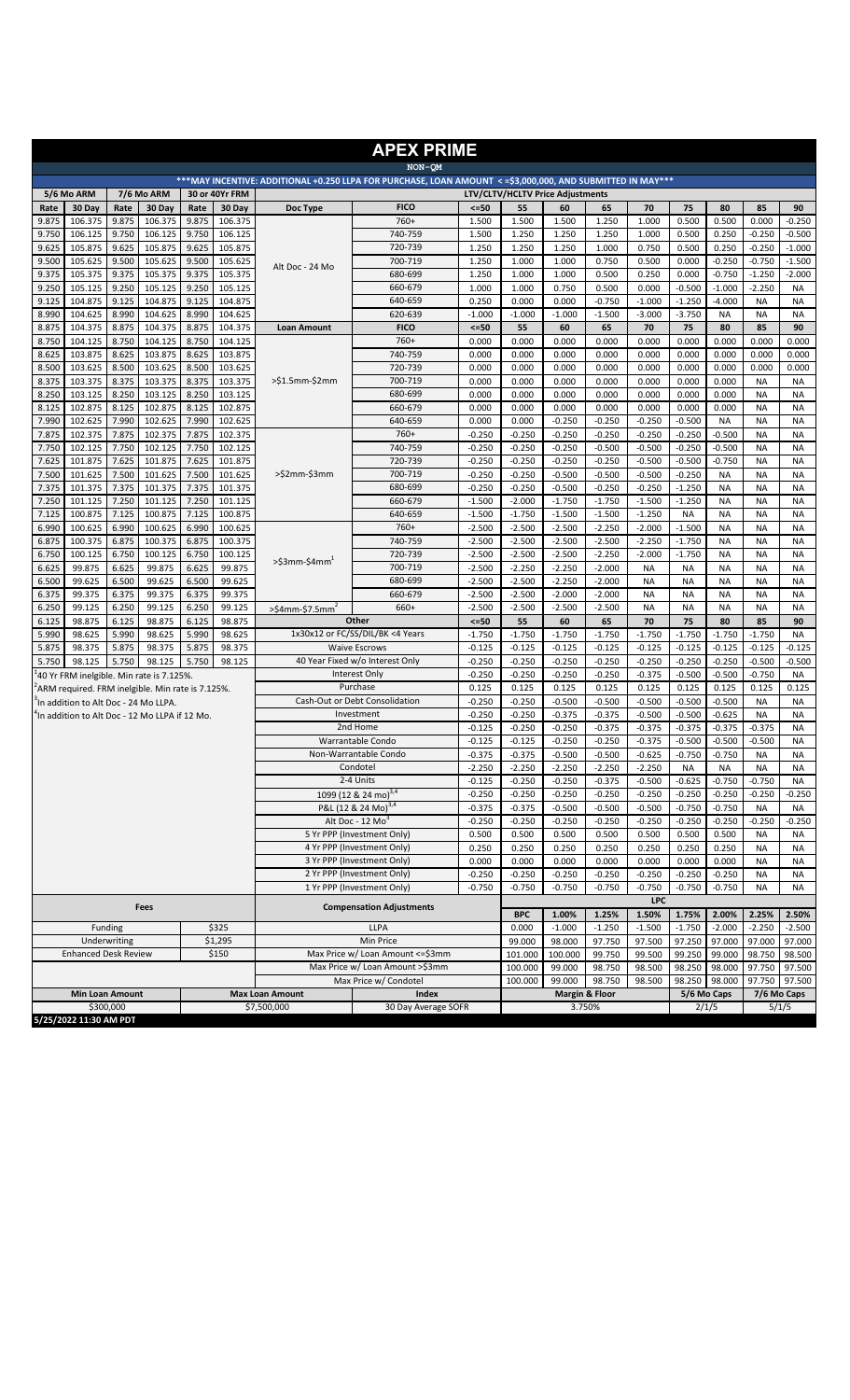# APEX PRIME

NON-QM

***MAY INCENTIVE: ADDITIONAL +0.250 LLPA FOR PURCHASE, LOAN AMOUNT < =$3,000,000, AND SUBMITTED IN MAY***

| 5/6 Mo ARM | | 7/6 Mo ARM | | 30 or 40Yr FRM | |
|---|---|---|---|---|---|
| Rate | 30 Day | Rate | 30 Day | Rate | 30 Day |
| 9.875 | 106.375 | 9.875 | 106.375 | 9.875 | 106.375 |
| 9.750 | 106.125 | 9.750 | 106.125 | 9.750 | 106.125 |
| 9.625 | 105.875 | 9.625 | 105.875 | 9.625 | 105.875 |
| 9.500 | 105.625 | 9.500 | 105.625 | 9.500 | 105.625 |
| 9.375 | 105.375 | 9.375 | 105.375 | 9.375 | 105.375 |
| 9.250 | 105.125 | 9.250 | 105.125 | 9.250 | 105.125 |
| 9.125 | 104.875 | 9.125 | 104.875 | 9.125 | 104.875 |
| 8.990 | 104.625 | 8.990 | 104.625 | 8.990 | 104.625 |
| 8.875 | 104.375 | 8.875 | 104.375 | 8.875 | 104.375 |
| 8.750 | 104.125 | 8.750 | 104.125 | 8.750 | 104.125 |
| 8.625 | 103.875 | 8.625 | 103.875 | 8.625 | 103.875 |
| 8.500 | 103.625 | 8.500 | 103.625 | 8.500 | 103.625 |
| 8.375 | 103.375 | 8.375 | 103.375 | 8.375 | 103.375 |
| 8.250 | 103.125 | 8.250 | 103.125 | 8.250 | 103.125 |
| 8.125 | 102.875 | 8.125 | 102.875 | 8.125 | 102.875 |
| 7.990 | 102.625 | 7.990 | 102.625 | 7.990 | 102.625 |
| 7.875 | 102.375 | 7.875 | 102.375 | 7.875 | 102.375 |
| 7.750 | 102.125 | 7.750 | 102.125 | 7.750 | 102.125 |
| 7.625 | 101.875 | 7.625 | 101.875 | 7.625 | 101.875 |
| 7.500 | 101.625 | 7.500 | 101.625 | 7.500 | 101.625 |
| 7.375 | 101.375 | 7.375 | 101.375 | 7.375 | 101.375 |
| 7.250 | 101.125 | 7.250 | 101.125 | 7.250 | 101.125 |
| 7.125 | 100.875 | 7.125 | 100.875 | 7.125 | 100.875 |
| 6.990 | 100.625 | 6.990 | 100.625 | 6.990 | 100.625 |
| 6.875 | 100.375 | 6.875 | 100.375 | 6.875 | 100.375 |
| 6.750 | 100.125 | 6.750 | 100.125 | 6.750 | 100.125 |
| 6.625 | 99.875 | 6.625 | 99.875 | 6.625 | 99.875 |
| 6.500 | 99.625 | 6.500 | 99.625 | 6.500 | 99.625 |
| 6.375 | 99.375 | 6.375 | 99.375 | 6.375 | 99.375 |
| 6.250 | 99.125 | 6.250 | 99.125 | 6.250 | 99.125 |
| 6.125 | 98.875 | 6.125 | 98.875 | 6.125 | 98.875 |
| 5.990 | 98.625 | 5.990 | 98.625 | 5.990 | 98.625 |
| 5.875 | 98.375 | 5.875 | 98.375 | 5.875 | 98.375 |
| 5.750 | 98.125 | 5.750 | 98.125 | 5.750 | 98.125 |

[1]40 Yr FRM inelgible. Min rate is 7.125%.

[2]ARM required. FRM inelgible. Min rate is 7.125%.

[3]In addition to Alt Doc - 24 Mo LLPA.

[4]In addition to Alt Doc - 12 Mo LLPA if 12 Mo.

## LTV/CLTV/HCLTV Price Adjustments

| Doc Type | FICO | <=50 | 55 | 60 | 65 | 70 | 75 | 80 | 85 | 90 |
|---|---|---|---|---|---|---|---|---|---|---|
| Alt Doc - 24 Mo | 760+ | 1.500 | 1.500 | 1.500 | 1.250 | 1.000 | 0.500 | 0.500 | 0.000 | -0.250 |
| | 740-759 | 1.500 | 1.250 | 1.250 | 1.250 | 1.000 | 0.500 | 0.250 | -0.250 | -0.500 |
| | 720-739 | 1.250 | 1.250 | 1.250 | 1.000 | 0.750 | 0.500 | 0.250 | -0.250 | -1.000 |
| | 700-719 | 1.250 | 1.000 | 1.000 | 0.750 | 0.500 | 0.000 | -0.250 | -0.750 | -1.500 |
| | 680-699 | 1.250 | 1.000 | 1.000 | 0.500 | 0.250 | 0.000 | -0.750 | -1.250 | -2.000 |
| | 660-679 | 1.000 | 1.000 | 0.750 | 0.500 | 0.000 | -0.500 | -1.000 | -2.250 | NA |
| | 640-659 | 0.250 | 0.000 | 0.000 | -0.750 | -1.000 | -1.250 | -4.000 | NA | NA |
| | 620-639 | -1.000 | -1.000 | -1.000 | -1.500 | -3.000 | -3.750 | NA | NA | NA |
| **Loan Amount** | **FICO** | **<=50** | **55** | **60** | **65** | **70** | **75** | **80** | **85** | **90** |
| >$1.5mm-$2mm | 760+ | 0.000 | 0.000 | 0.000 | 0.000 | 0.000 | 0.000 | 0.000 | 0.000 | 0.000 |
| | 740-759 | 0.000 | 0.000 | 0.000 | 0.000 | 0.000 | 0.000 | 0.000 | 0.000 | 0.000 |
| | 720-739 | 0.000 | 0.000 | 0.000 | 0.000 | 0.000 | 0.000 | 0.000 | 0.000 | 0.000 |
| | 700-719 | 0.000 | 0.000 | 0.000 | 0.000 | 0.000 | 0.000 | 0.000 | NA | NA |
| | 680-699 | 0.000 | 0.000 | 0.000 | 0.000 | 0.000 | 0.000 | 0.000 | NA | NA |
| | 660-679 | 0.000 | 0.000 | 0.000 | 0.000 | 0.000 | 0.000 | 0.000 | NA | NA |
| | 640-659 | 0.000 | 0.000 | -0.250 | -0.250 | -0.250 | -0.500 | NA | NA | NA |
| >$2mm-$3mm | 760+ | -0.250 | -0.250 | -0.250 | -0.250 | -0.250 | -0.250 | -0.500 | NA | NA |
| | 740-759 | -0.250 | -0.250 | -0.250 | -0.500 | -0.500 | -0.250 | -0.500 | NA | NA |
| | 720-739 | -0.250 | -0.250 | -0.250 | -0.250 | -0.500 | -0.500 | -0.750 | NA | NA |
| | 700-719 | -0.250 | -0.250 | -0.250 | -0.500 | -0.500 | -0.250 | NA | NA | NA |
| | 680-699 | -0.250 | -0.250 | -0.500 | -0.250 | -0.250 | -1.250 | NA | NA | NA |
| | 660-679 | -1.500 | -2.000 | -1.750 | -1.750 | -1.500 | -1.250 | NA | NA | NA |
| | 640-659 | -1.500 | -1.750 | -1.500 | -1.500 | -1.250 | NA | NA | NA | NA |
| >$3mm-$4mm[1] | 760+ | -2.500 | -2.500 | -2.500 | -2.250 | -2.000 | -1.500 | NA | NA | NA |
| | 740-759 | -2.500 | -2.500 | -2.500 | -2.500 | -2.250 | -1.750 | NA | NA | NA |
| | 720-739 | -2.500 | -2.500 | -2.250 | -2.250 | -2.000 | -1.750 | NA | NA | NA |
| | 700-719 | -2.500 | -2.250 | -2.250 | -2.000 | NA | NA | NA | NA | NA |
| | 680-699 | -2.500 | -2.500 | -2.250 | -2.250 | NA | NA | NA | NA | NA |
| | 660-679 | -2.500 | -2.500 | -2.000 | -2.000 | NA | NA | NA | NA | NA |
| >$4mm-$7.5mm[2] | 660+ | -2.500 | -2.500 | -2.500 | -2.500 | NA | NA | NA | NA | NA |
| **Other** | | **<=50** | **55** | **60** | **65** | **70** | **75** | **80** | **85** | **90** |
| 1x30x12 or FC/SS/DIL/BK <4 Years | | -1.750 | -1.750 | -1.750 | -1.750 | -1.750 | -1.750 | -1.750 | -1.750 | NA |
| Waive Escrows | | -0.125 | -0.125 | -0.125 | -0.125 | -0.125 | -0.125 | -0.125 | -0.125 | -0.125 |
| 40 Year Fixed w/o Interest Only | | -0.250 | -0.250 | -0.250 | -0.250 | -0.250 | -0.250 | -0.250 | -0.500 | -0.500 |
| Interest Only | | -0.250 | -0.250 | -0.250 | -0.250 | -0.375 | -0.500 | -0.500 | -0.750 | NA |
| Purchase | | 0.125 | 0.125 | 0.125 | 0.125 | 0.125 | 0.125 | 0.125 | 0.125 | 0.125 |
| Cash-Out or Debt Consolidation | | -0.250 | -0.250 | -0.500 | -0.500 | -0.500 | -0.500 | -0.500 | NA | NA |
| Investment | | -0.250 | -0.250 | -0.375 | -0.375 | -0.250 | -0.500 | -0.625 | NA | NA |
| 2nd Home | | -0.125 | -0.250 | -0.250 | -0.375 | -0.375 | -0.375 | -0.375 | -0.375 | NA |
| Warrantable Condo | | -0.125 | -0.125 | -0.250 | -0.250 | -0.375 | -0.500 | -0.500 | -0.500 | NA |
| Non-Warrantable Condo | | -0.375 | -0.375 | -0.500 | -0.500 | -0.625 | -0.750 | -0.750 | NA | NA |
| Condotel | | -2.250 | -2.250 | -2.250 | -2.250 | -2.250 | NA | NA | NA | NA |
| 2-4 Units | | -0.125 | -0.250 | -0.250 | -0.375 | -0.500 | -0.625 | -0.750 | -0.750 | NA |
| 1099 (12 & 24 mo)[3,4] | | -0.250 | -0.250 | -0.250 | -0.250 | -0.250 | -0.250 | -0.250 | -0.250 | -0.250 |
| P&L (12 & 24 Mo)[3,4] | | -0.375 | -0.375 | -0.500 | -0.500 | -0.500 | -0.750 | -0.750 | NA | NA |
| Alt Doc - 12 Mo[3] | | -0.250 | -0.250 | -0.250 | -0.250 | -0.250 | -0.250 | -0.250 | -0.250 | -0.250 |
| 5 Yr PPP (Investment Only) | | 0.500 | 0.500 | 0.500 | 0.500 | 0.500 | 0.500 | 0.500 | NA | NA |
| 4 Yr PPP (Investment Only) | | 0.250 | 0.250 | 0.250 | 0.250 | 0.250 | 0.250 | 0.250 | NA | NA |
| 3 Yr PPP (Investment Only) | | 0.000 | 0.000 | 0.000 | 0.000 | 0.000 | 0.000 | 0.000 | NA | NA |
| 2 Yr PPP (Investment Only) | | -0.250 | -0.250 | -0.250 | -0.250 | -0.250 | -0.250 | -0.250 | NA | NA |
| 1 Yr PPP (Investment Only) | | -0.750 | -0.750 | -0.750 | -0.750 | -0.750 | -0.750 | -0.750 | NA | NA |

| Fees | |
|---|---|
| Funding | $325 |
| Underwriting | $1,295 |
| Enhanced Desk Review | $150 |

## Compensation Adjustments

| | BPC | 1.00% | 1.25% | 1.50% | 1.75% | 2.00% | 2.25% | 2.50% |
|---|---|---|---|---|---|---|---|---|
| LLPA | 0.000 | -1.000 | -1.250 | -1.500 | -1.750 | -2.000 | -2.250 | -2.500 |
| Min Price | 99.000 | 98.000 | 97.750 | 97.500 | 97.250 | 97.000 | 97.000 | 97.000 |
| Max Price w/ Loan Amount <=$3mm | 101.000 | 100.000 | 99.750 | 99.500 | 99.250 | 99.000 | 98.750 | 98.500 |
| Max Price w/ Loan Amount >$3mm | 100.000 | 99.000 | 98.750 | 98.500 | 98.250 | 98.000 | 97.750 | 97.500 |
| Max Price w/ Condotel | 100.000 | 99.000 | 98.750 | 98.500 | 98.250 | 98.000 | 97.750 | 97.500 |

(LPC applies to the 1.00%–2.50% columns.)

| Min Loan Amount | Max Loan Amount | Index | Margin & Floor | 5/6 Mo Caps | 7/6 Mo Caps |
|---|---|---|---|---|---|
| $300,000 | $7,500,000 | 30 Day Average SOFR | 3.750% | 2/1/5 | 5/1/5 |

5/25/2022 11:30 AM PDT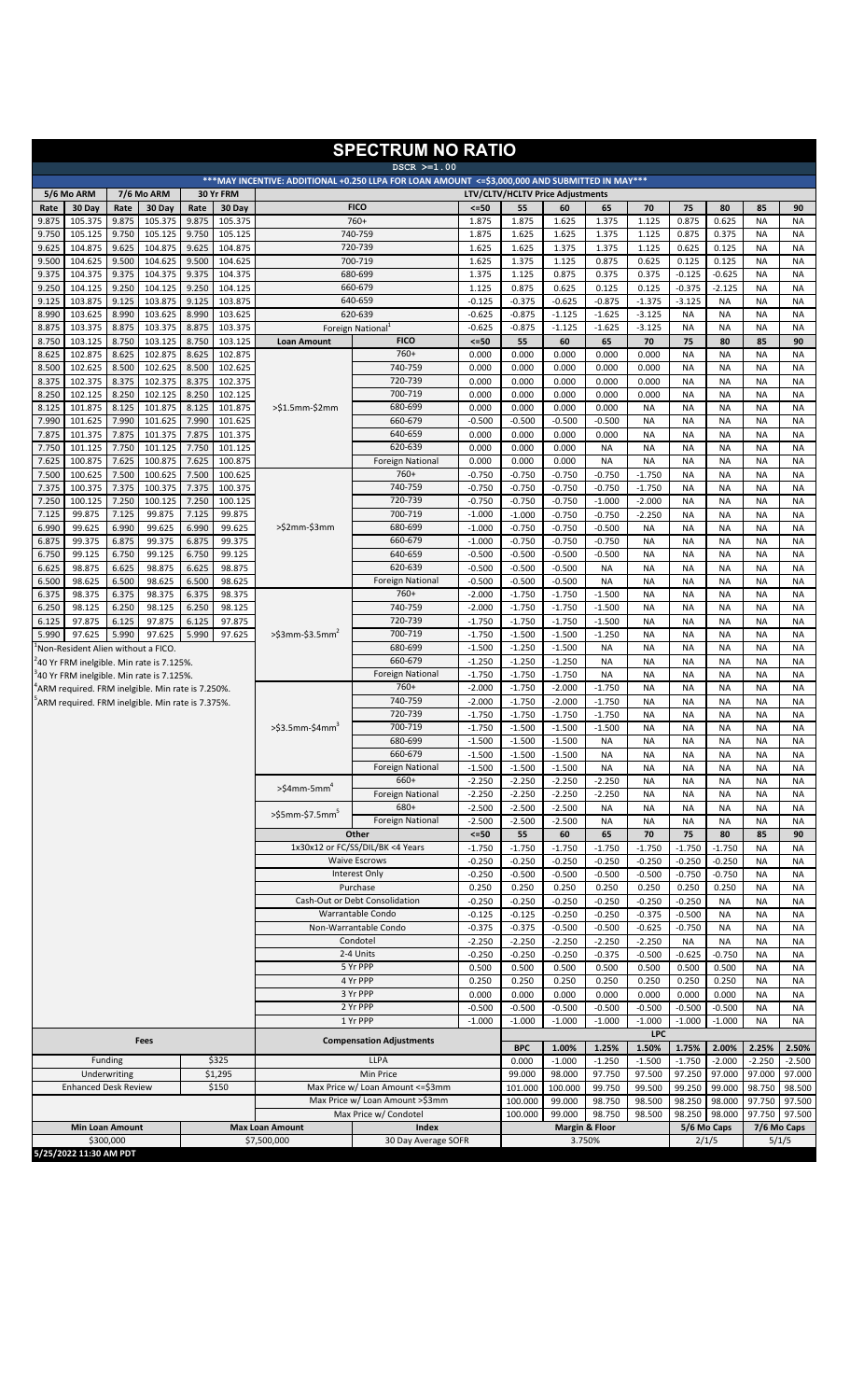# SPECTRUM NO RATIO

DSCR >=1.00

***MAY INCENTIVE: ADDITIONAL +0.250 LLPA FOR LOAN AMOUNT <=$3,000,000 AND SUBMITTED IN MAY***

| 5/6 Mo ARM | | 7/6 Mo ARM | | 30 Yr FRM | |
|---|---|---|---|---|---|
| Rate | 30 Day | Rate | 30 Day | Rate | 30 Day |
| 9.875 | 105.375 | 9.875 | 105.375 | 9.875 | 105.375 |
| 9.750 | 105.125 | 9.750 | 105.125 | 9.750 | 105.125 |
| 9.625 | 104.875 | 9.625 | 104.875 | 9.625 | 104.875 |
| 9.500 | 104.625 | 9.500 | 104.625 | 9.500 | 104.625 |
| 9.375 | 104.375 | 9.375 | 104.375 | 9.375 | 104.375 |
| 9.250 | 104.125 | 9.250 | 104.125 | 9.250 | 104.125 |
| 9.125 | 103.875 | 9.125 | 103.875 | 9.125 | 103.875 |
| 8.990 | 103.625 | 8.990 | 103.625 | 8.990 | 103.625 |
| 8.875 | 103.375 | 8.875 | 103.375 | 8.875 | 103.375 |
| 8.750 | 103.125 | 8.750 | 103.125 | 8.750 | 103.125 |
| 8.625 | 102.875 | 8.625 | 102.875 | 8.625 | 102.875 |
| 8.500 | 102.625 | 8.500 | 102.625 | 8.500 | 102.625 |
| 8.375 | 102.375 | 8.375 | 102.375 | 8.375 | 102.375 |
| 8.250 | 102.125 | 8.250 | 102.125 | 8.250 | 102.125 |
| 8.125 | 101.875 | 8.125 | 101.875 | 8.125 | 101.875 |
| 7.990 | 101.625 | 7.990 | 101.625 | 7.990 | 101.625 |
| 7.875 | 101.375 | 7.875 | 101.375 | 7.875 | 101.375 |
| 7.750 | 101.125 | 7.750 | 101.125 | 7.750 | 101.125 |
| 7.625 | 100.875 | 7.625 | 100.875 | 7.625 | 100.875 |
| 7.500 | 100.625 | 7.500 | 100.625 | 7.500 | 100.625 |
| 7.375 | 100.375 | 7.375 | 100.375 | 7.375 | 100.375 |
| 7.250 | 100.125 | 7.250 | 100.125 | 7.250 | 100.125 |
| 7.125 | 99.875 | 7.125 | 99.875 | 7.125 | 99.875 |
| 6.990 | 99.625 | 6.990 | 99.625 | 6.990 | 99.625 |
| 6.875 | 99.375 | 6.875 | 99.375 | 6.875 | 99.375 |
| 6.750 | 99.125 | 6.750 | 99.125 | 6.750 | 99.125 |
| 6.625 | 98.875 | 6.625 | 98.875 | 6.625 | 98.875 |
| 6.500 | 98.625 | 6.500 | 98.625 | 6.500 | 98.625 |
| 6.375 | 98.375 | 6.375 | 98.375 | 6.375 | 98.375 |
| 6.250 | 98.125 | 6.250 | 98.125 | 6.250 | 98.125 |
| 6.125 | 97.875 | 6.125 | 97.875 | 6.125 | 97.875 |
| 5.990 | 97.625 | 5.990 | 97.625 | 5.990 | 97.625 |

[1]Non-Resident Alien without a FICO.
[2]40 Yr FRM inelgible. Min rate is 7.125%.
[3]40 Yr FRM inelgible. Min rate is 7.125%.
[4]ARM required. FRM inelgible. Min rate is 7.250%.
[5]ARM required. FRM inelgible. Min rate is 7.375%.

**LTV/CLTV/HCLTV Price Adjustments**

| FICO | <=50 | 55 | 60 | 65 | 70 | 75 | 80 | 85 | 90 |
|---|---|---|---|---|---|---|---|---|---|
| 760+ | 1.875 | 1.875 | 1.625 | 1.375 | 1.125 | 0.875 | 0.625 | NA | NA |
| 740-759 | 1.875 | 1.625 | 1.625 | 1.375 | 1.125 | 0.875 | 0.375 | NA | NA |
| 720-739 | 1.625 | 1.625 | 1.375 | 1.375 | 1.125 | 0.625 | 0.125 | NA | NA |
| 700-719 | 1.625 | 1.375 | 1.125 | 0.875 | 0.625 | 0.125 | 0.125 | NA | NA |
| 680-699 | 1.375 | 1.125 | 0.875 | 0.375 | 0.375 | -0.125 | -0.625 | NA | NA |
| 660-679 | 1.125 | 0.875 | 0.625 | 0.125 | 0.125 | -0.375 | -2.125 | NA | NA |
| 640-659 | -0.125 | -0.375 | -0.625 | -0.875 | -1.375 | -3.125 | NA | NA | NA |
| 620-639 | -0.625 | -0.875 | -1.125 | -1.625 | -3.125 | NA | NA | NA | NA |
| Foreign National[1] | -0.625 | -0.875 | -1.125 | -1.625 | -3.125 | NA | NA | NA | NA |

| Loan Amount | FICO | <=50 | 55 | 60 | 65 | 70 | 75 | 80 | 85 | 90 |
|---|---|---|---|---|---|---|---|---|---|---|
| >$1.5mm-$2mm | 760+ | 0.000 | 0.000 | 0.000 | 0.000 | 0.000 | NA | NA | NA | NA |
| | 740-759 | 0.000 | 0.000 | 0.000 | 0.000 | 0.000 | NA | NA | NA | NA |
| | 720-739 | 0.000 | 0.000 | 0.000 | 0.000 | 0.000 | NA | NA | NA | NA |
| | 700-719 | 0.000 | 0.000 | 0.000 | 0.000 | 0.000 | NA | NA | NA | NA |
| | 680-699 | 0.000 | 0.000 | 0.000 | 0.000 | NA | NA | NA | NA | NA |
| | 660-679 | -0.500 | -0.500 | -0.500 | -0.500 | NA | NA | NA | NA | NA |
| | 640-659 | 0.000 | 0.000 | 0.000 | 0.000 | NA | NA | NA | NA | NA |
| | 620-639 | 0.000 | 0.000 | 0.000 | NA | NA | NA | NA | NA | NA |
| | Foreign National | 0.000 | 0.000 | 0.000 | NA | NA | NA | NA | NA | NA |
| >$2mm-$3mm | 760+ | -0.750 | -0.750 | -0.750 | -0.750 | -1.750 | NA | NA | NA | NA |
| | 740-759 | -0.750 | -0.750 | -0.750 | -0.750 | -1.750 | NA | NA | NA | NA |
| | 720-739 | -0.750 | -0.750 | -0.750 | -1.000 | -2.000 | NA | NA | NA | NA |
| | 700-719 | -1.000 | -1.000 | -0.750 | -0.750 | -2.250 | NA | NA | NA | NA |
| | 680-699 | -1.000 | -0.750 | -0.750 | -0.500 | NA | NA | NA | NA | NA |
| | 660-679 | -1.000 | -0.750 | -0.750 | -0.750 | NA | NA | NA | NA | NA |
| | 640-659 | -0.500 | -0.500 | -0.500 | -0.500 | NA | NA | NA | NA | NA |
| | 620-639 | -0.500 | -0.500 | -0.500 | NA | NA | NA | NA | NA | NA |
| | Foreign National | -0.500 | -0.500 | -0.500 | NA | NA | NA | NA | NA | NA |
| >$3mm-$3.5mm[2] | 760+ | -2.000 | -1.750 | -1.750 | -1.500 | NA | NA | NA | NA | NA |
| | 740-759 | -2.000 | -1.750 | -1.750 | -1.500 | NA | NA | NA | NA | NA |
| | 720-739 | -1.750 | -1.750 | -1.750 | -1.500 | NA | NA | NA | NA | NA |
| | 700-719 | -1.750 | -1.500 | -1.500 | -1.250 | NA | NA | NA | NA | NA |
| | 680-699 | -1.500 | -1.250 | -1.500 | NA | NA | NA | NA | NA | NA |
| | 660-679 | -1.250 | -1.250 | -1.250 | NA | NA | NA | NA | NA | NA |
| | Foreign National | -1.750 | -1.750 | -1.750 | NA | NA | NA | NA | NA | NA |
| >$3.5mm-$4mm[3] | 760+ | -2.000 | -1.750 | -2.000 | -1.750 | NA | NA | NA | NA | NA |
| | 740-759 | -2.000 | -1.750 | -2.000 | -1.750 | NA | NA | NA | NA | NA |
| | 720-739 | -1.750 | -1.750 | -1.750 | -1.750 | NA | NA | NA | NA | NA |
| | 700-719 | -1.750 | -1.500 | -1.500 | -1.500 | NA | NA | NA | NA | NA |
| | 680-699 | -1.500 | -1.500 | -1.500 | NA | NA | NA | NA | NA | NA |
| | 660-679 | -1.500 | -1.500 | -1.500 | NA | NA | NA | NA | NA | NA |
| | Foreign National | -1.500 | -1.500 | -1.500 | NA | NA | NA | NA | NA | NA |
| >$4mm-5mm[4] | 660+ | -2.250 | -2.250 | -2.250 | -2.250 | NA | NA | NA | NA | NA |
| | Foreign National | -2.250 | -2.250 | -2.250 | -2.250 | NA | NA | NA | NA | NA |
| >$5mm-$7.5mm[5] | 680+ | -2.500 | -2.500 | -2.500 | NA | NA | NA | NA | NA | NA |
| | Foreign National | -2.500 | -2.500 | -2.500 | NA | NA | NA | NA | NA | NA |

| Other | <=50 | 55 | 60 | 65 | 70 | 75 | 80 | 85 | 90 |
|---|---|---|---|---|---|---|---|---|---|
| 1x30x12 or FC/SS/DIL/BK <4 Years | -1.750 | -1.750 | -1.750 | -1.750 | -1.750 | -1.750 | -1.750 | NA | NA |
| Waive Escrows | -0.250 | -0.250 | -0.250 | -0.250 | -0.250 | -0.250 | -0.250 | NA | NA |
| Interest Only | -0.250 | -0.500 | -0.500 | -0.500 | -0.500 | -0.750 | -0.750 | NA | NA |
| Purchase | 0.250 | 0.250 | 0.250 | 0.250 | 0.250 | 0.250 | 0.250 | NA | NA |
| Cash-Out or Debt Consolidation | -0.250 | -0.250 | -0.250 | -0.250 | -0.250 | -0.250 | NA | NA | NA |
| Warrantable Condo | -0.125 | -0.125 | -0.250 | -0.250 | -0.375 | -0.500 | NA | NA | NA |
| Non-Warrantable Condo | -0.375 | -0.375 | -0.500 | -0.500 | -0.625 | -0.750 | NA | NA | NA |
| Condotel | -2.250 | -2.250 | -2.250 | -2.250 | -2.250 | NA | NA | NA | NA |
| 2-4 Units | -0.250 | -0.250 | -0.250 | -0.375 | -0.500 | -0.625 | -0.750 | NA | NA |
| 5 Yr PPP | 0.500 | 0.500 | 0.500 | 0.500 | 0.500 | 0.500 | 0.500 | NA | NA |
| 4 Yr PPP | 0.250 | 0.250 | 0.250 | 0.250 | 0.250 | 0.250 | 0.250 | NA | NA |
| 3 Yr PPP | 0.000 | 0.000 | 0.000 | 0.000 | 0.000 | 0.000 | 0.000 | NA | NA |
| 2 Yr PPP | -0.500 | -0.500 | -0.500 | -0.500 | -0.500 | -0.500 | -0.500 | NA | NA |
| 1 Yr PPP | -1.000 | -1.000 | -1.000 | -1.000 | -1.000 | -1.000 | -1.000 | NA | NA |

| Fees | |
|---|---|
| Funding | $325 |
| Underwriting | $1,295 |
| Enhanced Desk Review | $150 |

| Compensation Adjustments | BPC | 1.00% | 1.25% | 1.50% | 1.75% | 2.00% | 2.25% | 2.50% |
|---|---|---|---|---|---|---|---|---|
| | | | | LPC | | | | |
| LLPA | 0.000 | -1.000 | -1.250 | -1.500 | -1.750 | -2.000 | -2.250 | -2.500 |
| Min Price | 99.000 | 98.000 | 97.750 | 97.500 | 97.250 | 97.000 | 97.000 | 97.000 |
| Max Price w/ Loan Amount <=$3mm | 101.000 | 100.000 | 99.750 | 99.500 | 99.250 | 99.000 | 98.750 | 98.500 |
| Max Price w/ Loan Amount >$3mm | 100.000 | 99.000 | 98.750 | 98.500 | 98.250 | 98.000 | 97.750 | 97.500 |
| Max Price w/ Condotel | 100.000 | 99.000 | 98.750 | 98.500 | 98.250 | 98.000 | 97.750 | 97.500 |

| Min Loan Amount | Max Loan Amount | Index | Margin & Floor | 5/6 Mo Caps | 7/6 Mo Caps |
|---|---|---|---|---|---|
| $300,000 | $7,500,000 | 30 Day Average SOFR | 3.750% | 2/1/5 | 5/1/5 |

5/25/2022 11:30 AM PDT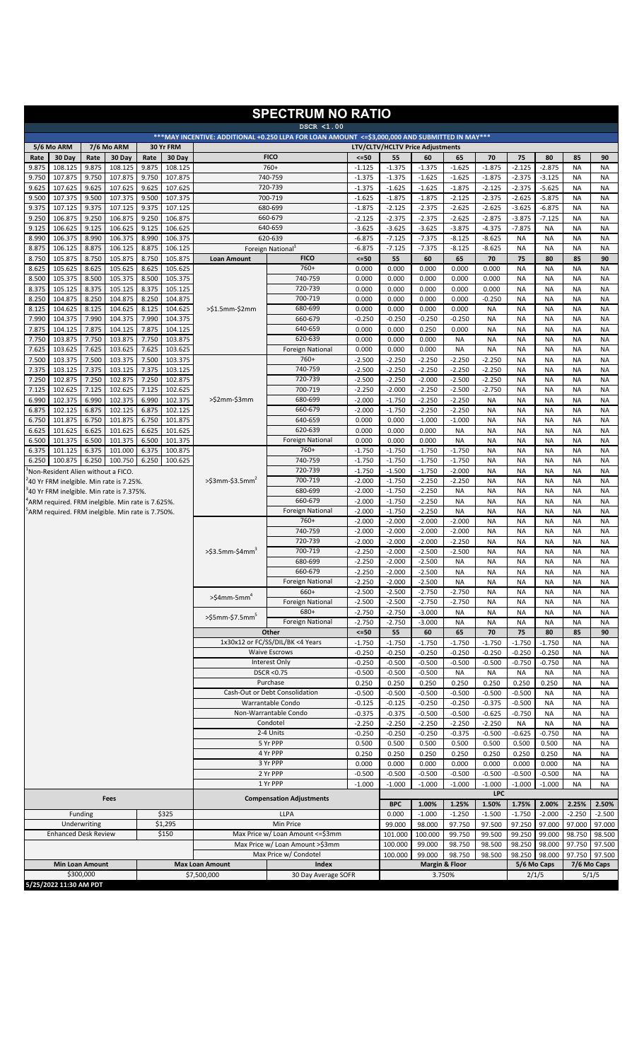# SPECTRUM NO RATIO

DSCR <1.00

***MAY INCENTIVE: ADDITIONAL +0.250 LLPA FOR LOAN AMOUNT <=$3,000,000 AND SUBMITTED IN MAY***

| 5/6 Mo ARM | | 7/6 Mo ARM | | 30 Yr FRM | |
|---|---|---|---|---|---|
| Rate | 30 Day | Rate | 30 Day | Rate | 30 Day |
| 9.875 | 108.125 | 9.875 | 108.125 | 9.875 | 108.125 |
| 9.750 | 107.875 | 9.750 | 107.875 | 9.750 | 107.875 |
| 9.625 | 107.625 | 9.625 | 107.625 | 9.625 | 107.625 |
| 9.500 | 107.375 | 9.500 | 107.375 | 9.500 | 107.375 |
| 9.375 | 107.125 | 9.375 | 107.125 | 9.375 | 107.125 |
| 9.250 | 106.875 | 9.250 | 106.875 | 9.250 | 106.875 |
| 9.125 | 106.625 | 9.125 | 106.625 | 9.125 | 106.625 |
| 8.990 | 106.375 | 8.990 | 106.375 | 8.990 | 106.375 |
| 8.875 | 106.125 | 8.875 | 106.125 | 8.875 | 106.125 |
| 8.750 | 105.875 | 8.750 | 105.875 | 8.750 | 105.875 |
| 8.625 | 105.625 | 8.625 | 105.625 | 8.625 | 105.625 |
| 8.500 | 105.375 | 8.500 | 105.375 | 8.500 | 105.375 |
| 8.375 | 105.125 | 8.375 | 105.125 | 8.375 | 105.125 |
| 8.250 | 104.875 | 8.250 | 104.875 | 8.250 | 104.875 |
| 8.125 | 104.625 | 8.125 | 104.625 | 8.125 | 104.625 |
| 7.990 | 104.375 | 7.990 | 104.375 | 7.990 | 104.375 |
| 7.875 | 104.125 | 7.875 | 104.125 | 7.875 | 104.125 |
| 7.750 | 103.875 | 7.750 | 103.875 | 7.750 | 103.875 |
| 7.625 | 103.625 | 7.625 | 103.625 | 7.625 | 103.625 |
| 7.500 | 103.375 | 7.500 | 103.375 | 7.500 | 103.375 |
| 7.375 | 103.125 | 7.375 | 103.125 | 7.375 | 103.125 |
| 7.250 | 102.875 | 7.250 | 102.875 | 7.250 | 102.875 |
| 7.125 | 102.625 | 7.125 | 102.625 | 7.125 | 102.625 |
| 6.990 | 102.375 | 6.990 | 102.375 | 6.990 | 102.375 |
| 6.875 | 102.125 | 6.875 | 102.125 | 6.875 | 102.125 |
| 6.750 | 101.875 | 6.750 | 101.875 | 6.750 | 101.875 |
| 6.625 | 101.625 | 6.625 | 101.625 | 6.625 | 101.625 |
| 6.500 | 101.375 | 6.500 | 101.375 | 6.500 | 101.375 |
| 6.375 | 101.125 | 6.375 | 101.000 | 6.375 | 100.875 |
| 6.250 | 100.875 | 6.250 | 100.750 | 6.250 | 100.625 |

[1]Non-Resident Alien without a FICO.
[2]40 Yr FRM inelgible. Min rate is 7.25%.
[3]40 Yr FRM inelgible. Min rate is 7.375%.
[4]ARM required. FRM inelgible. Min rate is 7.625%.
[5]ARM required. FRM inelgible. Min rate is 7.750%.

**LTV/CLTV/HCLTV Price Adjustments**

| FICO | <=50 | 55 | 60 | 65 | 70 | 75 | 80 | 85 | 90 |
|---|---|---|---|---|---|---|---|---|---|
| 760+ | -1.125 | -1.375 | -1.375 | -1.625 | -1.875 | -2.125 | -2.875 | NA | NA |
| 740-759 | -1.375 | -1.375 | -1.625 | -1.625 | -1.875 | -2.375 | -3.125 | NA | NA |
| 720-739 | -1.375 | -1.625 | -1.625 | -1.875 | -2.125 | -2.375 | -5.625 | NA | NA |
| 700-719 | -1.625 | -1.875 | -1.875 | -2.125 | -2.375 | -2.625 | -5.875 | NA | NA |
| 680-699 | -1.875 | -2.125 | -2.375 | -2.625 | -2.625 | -3.625 | -6.875 | NA | NA |
| 660-679 | -2.125 | -2.125 | -2.375 | -2.375 | -2.875 | -3.875 | -7.125 | NA | NA |
| 640-659 | -3.625 | -3.625 | -3.625 | -3.875 | -4.375 | -7.875 | NA | NA | NA |
| 620-639 | -6.875 | -7.125 | -7.375 | -8.125 | -8.625 | NA | NA | NA | NA |
| Foreign National[1] | -6.875 | -7.125 | -7.375 | -8.125 | -8.625 | NA | NA | NA | NA |

| Loan Amount | FICO | <=50 | 55 | 60 | 65 | 70 | 75 | 80 | 85 | 90 |
|---|---|---|---|---|---|---|---|---|---|---|
| >$1.5mm-$2mm | 760+ | 0.000 | 0.000 | 0.000 | 0.000 | 0.000 | NA | NA | NA | NA |
| | 740-759 | 0.000 | 0.000 | 0.000 | 0.000 | 0.000 | NA | NA | NA | NA |
| | 720-739 | 0.000 | 0.000 | 0.000 | 0.000 | 0.000 | NA | NA | NA | NA |
| | 700-719 | 0.000 | 0.000 | 0.000 | 0.000 | -0.250 | NA | NA | NA | NA |
| | 680-699 | 0.000 | 0.000 | 0.000 | 0.000 | NA | NA | NA | NA | NA |
| | 660-679 | -0.250 | -0.250 | -0.250 | -0.250 | NA | NA | NA | NA | NA |
| | 640-659 | 0.000 | 0.000 | 0.250 | 0.000 | NA | NA | NA | NA | NA |
| | 620-639 | 0.000 | 0.000 | 0.000 | NA | NA | NA | NA | NA | NA |
| | Foreign National | 0.000 | 0.000 | 0.000 | NA | NA | NA | NA | NA | NA |
| >$2mm-$3mm | 760+ | -2.500 | -2.250 | -2.250 | -2.250 | -2.250 | NA | NA | NA | NA |
| | 740-759 | -2.500 | -2.250 | -2.250 | -2.250 | -2.250 | NA | NA | NA | NA |
| | 720-739 | -2.500 | -2.250 | -2.000 | -2.500 | -2.250 | NA | NA | NA | NA |
| | 700-719 | -2.250 | -2.000 | -2.250 | -2.500 | -2.750 | NA | NA | NA | NA |
| | 680-699 | -2.000 | -1.750 | -2.250 | -2.250 | NA | NA | NA | NA | NA |
| | 660-679 | -2.000 | -1.750 | -2.250 | -2.250 | NA | NA | NA | NA | NA |
| | 640-659 | 0.000 | 0.000 | -1.000 | -1.000 | NA | NA | NA | NA | NA |
| | 620-639 | 0.000 | 0.000 | 0.000 | NA | NA | NA | NA | NA | NA |
| | Foreign National | 0.000 | 0.000 | 0.000 | NA | NA | NA | NA | NA | NA |
| >$3mm-$3.5mm[2] | 760+ | -1.750 | -1.750 | -1.750 | -1.750 | NA | NA | NA | NA | NA |
| | 740-759 | -1.750 | -1.750 | -1.750 | -1.750 | NA | NA | NA | NA | NA |
| | 720-739 | -1.750 | -1.500 | -1.750 | -2.000 | NA | NA | NA | NA | NA |
| | 700-719 | -2.000 | -1.750 | -2.250 | -2.250 | NA | NA | NA | NA | NA |
| | 680-699 | -2.000 | -1.750 | -2.250 | NA | NA | NA | NA | NA | NA |
| | 660-679 | -2.000 | -1.750 | -2.250 | NA | NA | NA | NA | NA | NA |
| | Foreign National | -2.000 | -1.750 | -2.250 | NA | NA | NA | NA | NA | NA |
| >$3.5mm-$4mm[3] | 760+ | -2.000 | -2.000 | -2.000 | -2.000 | NA | NA | NA | NA | NA |
| | 740-759 | -2.000 | -2.000 | -2.000 | -2.000 | NA | NA | NA | NA | NA |
| | 720-739 | -2.000 | -2.000 | -2.000 | -2.250 | NA | NA | NA | NA | NA |
| | 700-719 | -2.250 | -2.000 | -2.500 | -2.500 | NA | NA | NA | NA | NA |
| | 680-699 | -2.250 | -2.000 | -2.500 | NA | NA | NA | NA | NA | NA |
| | 660-679 | -2.250 | -2.000 | -2.500 | NA | NA | NA | NA | NA | NA |
| | Foreign National | -2.250 | -2.000 | -2.500 | NA | NA | NA | NA | NA | NA |
| >$4mm-5mm[4] | 660+ | -2.500 | -2.500 | -2.750 | -2.750 | NA | NA | NA | NA | NA |
| | Foreign National | -2.500 | -2.500 | -2.750 | -2.750 | NA | NA | NA | NA | NA |
| >$5mm-$7.5mm[5] | 680+ | -2.750 | -2.750 | -3.000 | NA | NA | NA | NA | NA | NA |
| | Foreign National | -2.750 | -2.750 | -3.000 | NA | NA | NA | NA | NA | NA |

| Other | <=50 | 55 | 60 | 65 | 70 | 75 | 80 | 85 | 90 |
|---|---|---|---|---|---|---|---|---|---|
| 1x30x12 or FC/SS/DIL/BK <4 Years | -1.750 | -1.750 | -1.750 | -1.750 | -1.750 | -1.750 | -1.750 | NA | NA |
| Waive Escrows | -0.250 | -0.250 | -0.250 | -0.250 | -0.250 | -0.250 | -0.250 | NA | NA |
| Interest Only | -0.250 | -0.500 | -0.500 | -0.500 | -0.500 | -0.750 | -0.750 | NA | NA |
| DSCR <0.75 | -0.500 | -0.500 | -0.500 | NA | NA | NA | NA | NA | NA |
| Purchase | 0.250 | 0.250 | 0.250 | 0.250 | 0.250 | 0.250 | 0.250 | NA | NA |
| Cash-Out or Debt Consolidation | -0.500 | -0.500 | -0.500 | -0.500 | -0.500 | -0.500 | NA | NA | NA |
| Warrantable Condo | -0.125 | -0.125 | -0.250 | -0.250 | -0.375 | -0.500 | NA | NA | NA |
| Non-Warrantable Condo | -0.375 | -0.375 | -0.500 | -0.500 | -0.625 | -0.750 | NA | NA | NA |
| Condotel | -2.250 | -2.250 | -2.250 | -2.250 | -2.250 | NA | NA | NA | NA |
| 2-4 Units | -0.250 | -0.250 | -0.250 | -0.375 | -0.500 | -0.625 | -0.750 | NA | NA |
| 5 Yr PPP | 0.500 | 0.500 | 0.500 | 0.500 | 0.500 | 0.500 | 0.500 | NA | NA |
| 4 Yr PPP | 0.250 | 0.250 | 0.250 | 0.250 | 0.250 | 0.250 | 0.250 | NA | NA |
| 3 Yr PPP | 0.000 | 0.000 | 0.000 | 0.000 | 0.000 | 0.000 | 0.000 | NA | NA |
| 2 Yr PPP | -0.500 | -0.500 | -0.500 | -0.500 | -0.500 | -0.500 | -0.500 | NA | NA |
| 1 Yr PPP | -1.000 | -1.000 | -1.000 | -1.000 | -1.000 | -1.000 | -1.000 | NA | NA |

| Fees | |
|---|---|
| Funding | $325 |
| Underwriting | $1,295 |
| Enhanced Desk Review | $150 |

| Compensation Adjustments | BPC | 1.00% | 1.25% | 1.50% | 1.75% | 2.00% | 2.25% | 2.50% |
|---|---|---|---|---|---|---|---|---|
| | | | | LPC | | | | |
| LLPA | 0.000 | -1.000 | -1.250 | -1.500 | -1.750 | -2.000 | -2.250 | -2.500 |
| Min Price | 99.000 | 98.000 | 97.750 | 97.500 | 97.250 | 97.000 | 97.000 | 97.000 |
| Max Price w/ Loan Amount <=$3mm | 101.000 | 100.000 | 99.750 | 99.500 | 99.250 | 99.000 | 98.750 | 98.500 |
| Max Price w/ Loan Amount >$3mm | 100.000 | 99.000 | 98.750 | 98.500 | 98.250 | 98.000 | 97.750 | 97.500 |
| Max Price w/ Condotel | 100.000 | 99.000 | 98.750 | 98.500 | 98.250 | 98.000 | 97.750 | 97.500 |

| Min Loan Amount | Max Loan Amount | Index | Margin & Floor | 5/6 Mo Caps | 7/6 Mo Caps |
|---|---|---|---|---|---|
| $300,000 | $7,500,000 | 30 Day Average SOFR | 3.750% | 2/1/5 | 5/1/5 |

5/25/2022 11:30 AM PDT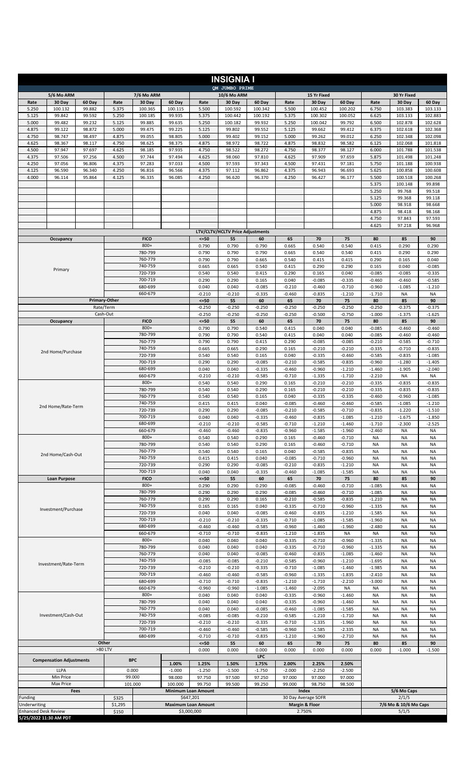# INSIGNIA I

## QM JUMBO PRIME

| 5/6 Mo ARM | | | 7/6 Mo ARM | | | 10/6 Mo ARM | | | 15 Yr Fixed | | | 30 Yr Fixed | | |
|---|---|---|---|---|---|---|---|---|---|---|---|---|---|---|
| Rate | 30 Day | 60 Day | Rate | 30 Day | 60 Day | Rate | 30 Day | 60 Day | Rate | 30 Day | 60 Day | Rate | 30 Day | 60 Day |
| 5.250 | 100.132 | 99.882 | 5.375 | 100.365 | 100.115 | 5.500 | 100.592 | 100.342 | 5.500 | 100.452 | 100.202 | 6.750 | 103.383 | 103.133 |
| 5.125 | 99.842 | 99.592 | 5.250 | 100.185 | 99.935 | 5.375 | 100.442 | 100.192 | 5.375 | 100.302 | 100.052 | 6.625 | 103.133 | 102.883 |
| 5.000 | 99.482 | 99.232 | 5.125 | 99.885 | 99.635 | 5.250 | 100.182 | 99.932 | 5.250 | 100.042 | 99.792 | 6.500 | 102.878 | 102.628 |
| 4.875 | 99.122 | 98.872 | 5.000 | 99.475 | 99.225 | 5.125 | 99.802 | 99.552 | 5.125 | 99.662 | 99.412 | 6.375 | 102.618 | 102.368 |
| 4.750 | 98.747 | 98.497 | 4.875 | 99.055 | 98.805 | 5.000 | 99.402 | 99.152 | 5.000 | 99.262 | 99.012 | 6.250 | 102.348 | 102.098 |
| 4.625 | 98.367 | 98.117 | 4.750 | 98.625 | 98.375 | 4.875 | 98.972 | 98.722 | 4.875 | 98.832 | 98.582 | 6.125 | 102.068 | 101.818 |
| 4.500 | 97.947 | 97.697 | 4.625 | 98.185 | 97.935 | 4.750 | 98.522 | 98.272 | 4.750 | 98.377 | 98.127 | 6.000 | 101.788 | 101.538 |
| 4.375 | 97.506 | 97.256 | 4.500 | 97.744 | 97.494 | 4.625 | 98.060 | 97.810 | 4.625 | 97.909 | 97.659 | 5.875 | 101.498 | 101.248 |
| 4.250 | 97.056 | 96.806 | 4.375 | 97.283 | 97.033 | 4.500 | 97.593 | 97.343 | 4.500 | 97.431 | 97.181 | 5.750 | 101.188 | 100.938 |
| 4.125 | 96.590 | 96.340 | 4.250 | 96.816 | 96.566 | 4.375 | 97.112 | 96.862 | 4.375 | 96.943 | 96.693 | 5.625 | 100.858 | 100.608 |
| 4.000 | 96.114 | 95.864 | 4.125 | 96.335 | 96.085 | 4.250 | 96.620 | 96.370 | 4.250 | 96.427 | 96.177 | 5.500 | 100.518 | 100.268 |
| | | | | | | | | | | | | 5.375 | 100.148 | 99.898 |
| | | | | | | | | | | | | 5.250 | 99.768 | 99.518 |
| | | | | | | | | | | | | 5.125 | 99.368 | 99.118 |
| | | | | | | | | | | | | 5.000 | 98.918 | 98.668 |
| | | | | | | | | | | | | 4.875 | 98.418 | 98.168 |
| | | | | | | | | | | | | 4.750 | 97.843 | 97.593 |
| | | | | | | | | | | | | 4.625 | 97.218 | 96.968 |

### LTV/CLTV/HCLTV Price Adjustments

| Occupancy | FICO | <=50 | 55 | 60 | 65 | 70 | 75 | 80 | 85 | 90 |
|---|---|---|---|---|---|---|---|---|---|---|
| Primary | 800+ | 0.790 | 0.790 | 0.790 | 0.665 | 0.540 | 0.540 | 0.415 | 0.290 | 0.290 |
| | 780-799 | 0.790 | 0.790 | 0.790 | 0.665 | 0.540 | 0.540 | 0.415 | 0.290 | 0.290 |
| | 760-779 | 0.790 | 0.790 | 0.665 | 0.540 | 0.415 | 0.415 | 0.290 | 0.165 | 0.040 |
| | 740-759 | 0.665 | 0.665 | 0.540 | 0.415 | 0.290 | 0.290 | 0.165 | 0.040 | -0.085 |
| | 720-739 | 0.540 | 0.540 | 0.415 | 0.290 | 0.165 | 0.040 | -0.085 | -0.210 | -0.335 |
| | 700-719 | 0.290 | 0.290 | 0.165 | 0.040 | -0.085 | -0.335 | -0.460 | -0.460 | -0.585 |
| | 680-699 | 0.040 | 0.040 | -0.085 | -0.210 | -0.460 | -0.710 | -0.960 | -1.085 | -1.210 |
| | 660-679 | -0.210 | -0.210 | -0.335 | -0.460 | -0.835 | -1.210 | -1.710 | NA | NA |
| Primary-Other | | <=50 | 55 | 60 | 65 | 70 | 75 | 80 | 85 | 90 |
| Rate/Term | | -0.250 | -0.250 | -0.250 | -0.250 | -0.250 | -0.250 | -0.250 | -0.375 | -0.375 |
| Cash-Out | | -0.250 | -0.250 | -0.250 | -0.250 | -0.500 | -0.750 | -1.000 | -1.375 | -1.625 |
| Occupancy | FICO | <=50 | 55 | 60 | 65 | 70 | 75 | 80 | 85 | 90 |
| 2nd Home/Purchase | 800+ | 0.790 | 0.790 | 0.540 | 0.415 | 0.040 | 0.040 | -0.085 | -0.460 | -0.460 |
| | 780-799 | 0.790 | 0.790 | 0.540 | 0.415 | 0.040 | 0.040 | -0.085 | -0.460 | -0.460 |
| | 760-779 | 0.790 | 0.790 | 0.415 | 0.290 | -0.085 | -0.085 | -0.210 | -0.585 | -0.710 |
| | 740-759 | 0.665 | 0.665 | 0.290 | 0.165 | -0.210 | -0.210 | -0.335 | -0.710 | -0.835 |
| | 720-739 | 0.540 | 0.540 | 0.165 | 0.040 | -0.335 | -0.460 | -0.585 | -0.835 | -1.085 |
| | 700-719 | 0.290 | 0.290 | -0.085 | -0.210 | -0.585 | -0.835 | -0.960 | -1.280 | -1.405 |
| | 680-699 | 0.040 | 0.040 | -0.335 | -0.460 | -0.960 | -1.210 | -1.460 | -1.905 | -2.040 |
| | 660-679 | -0.210 | -0.210 | -0.585 | -0.710 | -1.335 | -1.710 | -2.210 | NA | NA |
| 2nd Home/Rate-Term | 800+ | 0.540 | 0.540 | 0.290 | 0.165 | -0.210 | -0.210 | -0.335 | -0.835 | -0.835 |
| | 780-799 | 0.540 | 0.540 | 0.290 | 0.165 | -0.210 | -0.210 | -0.335 | -0.835 | -0.835 |
| | 760-779 | 0.540 | 0.540 | 0.165 | 0.040 | -0.335 | -0.335 | -0.460 | -0.960 | -1.085 |
| | 740-759 | 0.415 | 0.415 | 0.040 | -0.085 | -0.460 | -0.460 | -0.585 | -1.085 | -1.210 |
| | 720-739 | 0.290 | 0.290 | -0.085 | -0.210 | -0.585 | -0.710 | -0.835 | -1.220 | -1.510 |
| | 700-719 | 0.040 | 0.040 | -0.335 | -0.460 | -0.835 | -1.085 | -1.210 | -1.675 | -1.850 |
| | 680-699 | -0.210 | -0.210 | -0.585 | -0.710 | -1.210 | -1.460 | -1.710 | -2.300 | -2.525 |
| | 660-679 | -0.460 | -0.460 | -0.835 | -0.960 | -1.585 | -1.960 | -2.460 | NA | NA |
| 2nd Home/Cash-Out | 800+ | 0.540 | 0.540 | 0.290 | 0.165 | -0.460 | -0.710 | NA | NA | NA |
| | 780-799 | 0.540 | 0.540 | 0.290 | 0.165 | -0.460 | -0.710 | NA | NA | NA |
| | 760-779 | 0.540 | 0.540 | 0.165 | 0.040 | -0.585 | -0.835 | NA | NA | NA |
| | 740-759 | 0.415 | 0.415 | 0.040 | -0.085 | -0.710 | -0.960 | NA | NA | NA |
| | 720-739 | 0.290 | 0.290 | -0.085 | -0.210 | -0.835 | -1.210 | NA | NA | NA |
| | 700-719 | 0.040 | 0.040 | -0.335 | -0.460 | -1.085 | -1.585 | NA | NA | NA |
| Loan Purpose | FICO | <=50 | 55 | 60 | 65 | 70 | 75 | 80 | 85 | 90 |
| Investment/Purchase | 800+ | 0.290 | 0.290 | 0.290 | -0.085 | -0.460 | -0.710 | -1.085 | NA | NA |
| | 780-799 | 0.290 | 0.290 | 0.290 | -0.085 | -0.460 | -0.710 | -1.085 | NA | NA |
| | 760-779 | 0.290 | 0.290 | 0.165 | -0.210 | -0.585 | -0.835 | -1.210 | NA | NA |
| | 740-759 | 0.165 | 0.165 | 0.040 | -0.335 | -0.710 | -0.960 | -1.335 | NA | NA |
| | 720-739 | 0.040 | 0.040 | -0.085 | -0.460 | -0.835 | -1.210 | -1.585 | NA | NA |
| | 700-719 | -0.210 | -0.210 | -0.335 | -0.710 | -1.085 | -1.585 | -1.960 | NA | NA |
| | 680-699 | -0.460 | -0.460 | -0.585 | -0.960 | -1.460 | -1.960 | -2.480 | NA | NA |
| | 660-679 | -0.710 | -0.710 | -0.835 | -1.210 | -1.835 | NA | NA | NA | NA |
| Investment/Rate-Term | 800+ | 0.040 | 0.040 | 0.040 | -0.335 | -0.710 | -0.960 | -1.335 | NA | NA |
| | 780-799 | 0.040 | 0.040 | 0.040 | -0.335 | -0.710 | -0.960 | -1.335 | NA | NA |
| | 760-779 | 0.040 | 0.040 | -0.085 | -0.460 | -0.835 | -1.085 | -1.460 | NA | NA |
| | 740-759 | -0.085 | -0.085 | -0.210 | -0.585 | -0.960 | -1.210 | -1.695 | NA | NA |
| | 720-739 | -0.210 | -0.210 | -0.335 | -0.710 | -1.085 | -1.460 | -1.985 | NA | NA |
| | 700-719 | -0.460 | -0.460 | -0.585 | -0.960 | -1.335 | -1.835 | -2.410 | NA | NA |
| | 680-699 | -0.710 | -0.710 | -0.835 | -1.210 | -1.710 | -2.210 | -3.000 | NA | NA |
| | 660-679 | -0.960 | -0.960 | -1.085 | -1.460 | -2.095 | NA | NA | NA | NA |
| Investment/Cash-Out | 800+ | 0.040 | 0.040 | 0.040 | -0.335 | -0.960 | -1.460 | NA | NA | NA |
| | 780-799 | 0.040 | 0.040 | 0.040 | -0.335 | -0.960 | -1.460 | NA | NA | NA |
| | 760-779 | 0.040 | 0.040 | -0.085 | -0.460 | -1.085 | -1.585 | NA | NA | NA |
| | 740-759 | -0.085 | -0.085 | -0.210 | -0.585 | -1.210 | -1.710 | NA | NA | NA |
| | 720-739 | -0.210 | -0.210 | -0.335 | -0.710 | -1.335 | -1.960 | NA | NA | NA |
| | 700-719 | -0.460 | -0.460 | -0.585 | -0.960 | -1.585 | -2.335 | NA | NA | NA |
| | 680-699 | -0.710 | -0.710 | -0.835 | -1.210 | -1.960 | -2.710 | NA | NA | NA |
| Other | | <=50 | 55 | 60 | 65 | 70 | 75 | 80 | 85 | 90 |
| >80 LTV | | 0.000 | 0.000 | 0.000 | 0.000 | 0.000 | 0.000 | 0.000 | -1.000 | -1.500 |

| Compensation Adjustments | BPC | LPC | | | | | | | |
|---|---|---|---|---|---|---|---|---|---|
| | | 1.00% | 1.25% | 1.50% | 1.75% | 2.00% | 2.25% | 2.50% | |
| LLPA | 0.000 | -1.000 | -1.250 | -1.500 | -1.750 | -2.000 | -2.250 | -2.500 | |
| Min Price | 99.000 | 98.000 | 97.750 | 97.500 | 97.250 | 97.000 | 97.000 | 97.000 | |
| Max Price | 101.000 | 100.000 | 99.750 | 99.500 | 99.250 | 99.000 | 98.750 | 98.500 | |

| Fees | | Minimum Loan Amount | Index | 5/6 Mo Caps |
|---|---|---|---|---|
| Funding | $325 | $647,201 | 30 Day Average SOFR | 2/1/5 |
| Underwriting | $1,295 | **Maximum Loan Amount** | **Margin & Floor** | **7/6 Mo & 10/6 Mo Caps** |
| Enhanced Desk Review | $150 | $3,000,000 | 2.750% | 5/1/5 |

5/25/2022 11:30 AM PDT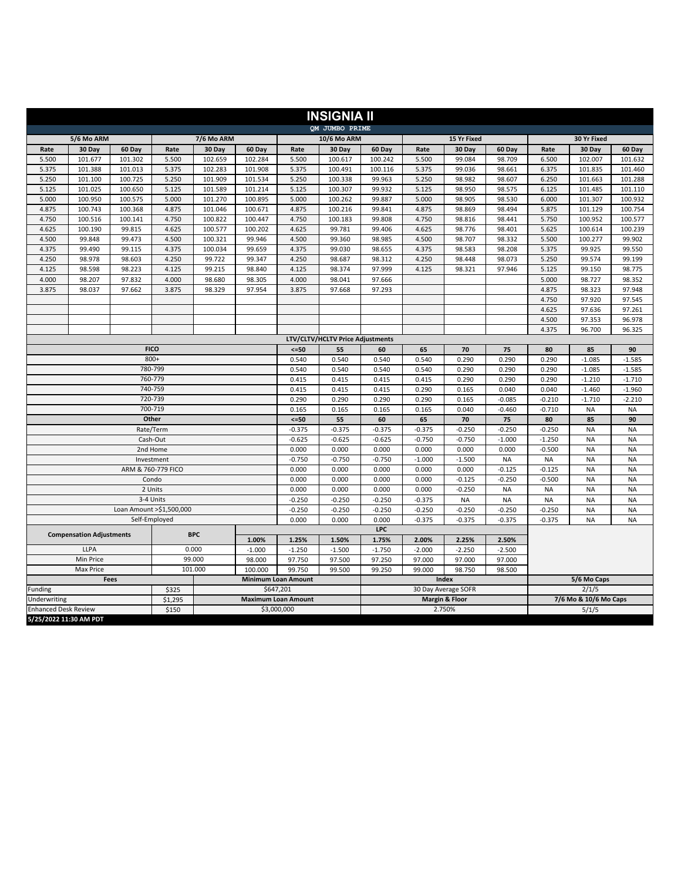# INSIGNIA II

## QM JUMBO PRIME

| 5/6 Mo ARM | | | 7/6 Mo ARM | | | 10/6 Mo ARM | | | 15 Yr Fixed | | | 30 Yr Fixed | | |
|---|---|---|---|---|---|---|---|---|---|---|---|---|---|---|
| Rate | 30 Day | 60 Day | Rate | 30 Day | 60 Day | Rate | 30 Day | 60 Day | Rate | 30 Day | 60 Day | Rate | 30 Day | 60 Day |
| 5.500 | 101.677 | 101.302 | 5.500 | 102.659 | 102.284 | 5.500 | 100.617 | 100.242 | 5.500 | 99.084 | 98.709 | 6.500 | 102.007 | 101.632 |
| 5.375 | 101.388 | 101.013 | 5.375 | 102.283 | 101.908 | 5.375 | 100.491 | 100.116 | 5.375 | 99.036 | 98.661 | 6.375 | 101.835 | 101.460 |
| 5.250 | 101.100 | 100.725 | 5.250 | 101.909 | 101.534 | 5.250 | 100.338 | 99.963 | 5.250 | 98.982 | 98.607 | 6.250 | 101.663 | 101.288 |
| 5.125 | 101.025 | 100.650 | 5.125 | 101.589 | 101.214 | 5.125 | 100.307 | 99.932 | 5.125 | 98.950 | 98.575 | 6.125 | 101.485 | 101.110 |
| 5.000 | 100.950 | 100.575 | 5.000 | 101.270 | 100.895 | 5.000 | 100.262 | 99.887 | 5.000 | 98.905 | 98.530 | 6.000 | 101.307 | 100.932 |
| 4.875 | 100.743 | 100.368 | 4.875 | 101.046 | 100.671 | 4.875 | 100.216 | 99.841 | 4.875 | 98.869 | 98.494 | 5.875 | 101.129 | 100.754 |
| 4.750 | 100.516 | 100.141 | 4.750 | 100.822 | 100.447 | 4.750 | 100.183 | 99.808 | 4.750 | 98.816 | 98.441 | 5.750 | 100.952 | 100.577 |
| 4.625 | 100.190 | 99.815 | 4.625 | 100.577 | 100.202 | 4.625 | 99.781 | 99.406 | 4.625 | 98.776 | 98.401 | 5.625 | 100.614 | 100.239 |
| 4.500 | 99.848 | 99.473 | 4.500 | 100.321 | 99.946 | 4.500 | 99.360 | 98.985 | 4.500 | 98.707 | 98.332 | 5.500 | 100.277 | 99.902 |
| 4.375 | 99.490 | 99.115 | 4.375 | 100.034 | 99.659 | 4.375 | 99.030 | 98.655 | 4.375 | 98.583 | 98.208 | 5.375 | 99.925 | 99.550 |
| 4.250 | 98.978 | 98.603 | 4.250 | 99.722 | 99.347 | 4.250 | 98.687 | 98.312 | 4.250 | 98.448 | 98.073 | 5.250 | 99.574 | 99.199 |
| 4.125 | 98.598 | 98.223 | 4.125 | 99.215 | 98.840 | 4.125 | 98.374 | 97.999 | 4.125 | 98.321 | 97.946 | 5.125 | 99.150 | 98.775 |
| 4.000 | 98.207 | 97.832 | 4.000 | 98.680 | 98.305 | 4.000 | 98.041 | 97.666 | | | | 5.000 | 98.727 | 98.352 |
| 3.875 | 98.037 | 97.662 | 3.875 | 98.329 | 97.954 | 3.875 | 97.668 | 97.293 | | | | 4.875 | 98.323 | 97.948 |
| | | | | | | | | | | | | 4.750 | 97.920 | 97.545 |
| | | | | | | | | | | | | 4.625 | 97.636 | 97.261 |
| | | | | | | | | | | | | 4.500 | 97.353 | 96.978 |
| | | | | | | | | | | | | 4.375 | 96.700 | 96.325 |

### LTV/CLTV/HCLTV Price Adjustments

| FICO | <=50 | 55 | 60 | 65 | 70 | 75 | 80 | 85 | 90 |
|---|---|---|---|---|---|---|---|---|---|
| 800+ | 0.540 | 0.540 | 0.540 | 0.540 | 0.290 | 0.290 | 0.290 | -1.085 | -1.585 |
| 780-799 | 0.540 | 0.540 | 0.540 | 0.540 | 0.290 | 0.290 | 0.290 | -1.085 | -1.585 |
| 760-779 | 0.415 | 0.415 | 0.415 | 0.415 | 0.290 | 0.290 | 0.290 | -1.210 | -1.710 |
| 740-759 | 0.415 | 0.415 | 0.415 | 0.290 | 0.165 | 0.040 | 0.040 | -1.460 | -1.960 |
| 720-739 | 0.290 | 0.290 | 0.290 | 0.290 | 0.165 | -0.085 | -0.210 | -1.710 | -2.210 |
| 700-719 | 0.165 | 0.165 | 0.165 | 0.165 | 0.040 | -0.460 | -0.710 | NA | NA |
| **Other** | **<=50** | **55** | **60** | **65** | **70** | **75** | **80** | **85** | **90** |
| Rate/Term | -0.375 | -0.375 | -0.375 | -0.375 | -0.250 | -0.250 | -0.250 | NA | NA |
| Cash-Out | -0.625 | -0.625 | -0.625 | -0.750 | -0.750 | -1.000 | -1.250 | NA | NA |
| 2nd Home | 0.000 | 0.000 | 0.000 | 0.000 | 0.000 | 0.000 | -0.500 | NA | NA |
| Investment | -0.750 | -0.750 | -0.750 | -1.000 | -1.500 | NA | NA | NA | NA |
| ARM & 760-779 FICO | 0.000 | 0.000 | 0.000 | 0.000 | 0.000 | -0.125 | -0.125 | NA | NA |
| Condo | 0.000 | 0.000 | 0.000 | 0.000 | -0.125 | -0.250 | -0.500 | NA | NA |
| 2 Units | 0.000 | 0.000 | 0.000 | 0.000 | -0.250 | NA | NA | NA | NA |
| 3-4 Units | -0.250 | -0.250 | -0.250 | -0.375 | NA | NA | NA | NA | NA |
| Loan Amount >$1,500,000 | -0.250 | -0.250 | -0.250 | -0.250 | -0.250 | -0.250 | -0.250 | NA | NA |
| Self-Employed | 0.000 | 0.000 | 0.000 | -0.375 | -0.375 | -0.375 | -0.375 | NA | NA |

| Compensation Adjustments | BPC | LPC | | | | | | |
|---|---|---|---|---|---|---|---|---|
| | | 1.00% | 1.25% | 1.50% | 1.75% | 2.00% | 2.25% | 2.50% |
| LLPA | 0.000 | -1.000 | -1.250 | -1.500 | -1.750 | -2.000 | -2.250 | -2.500 |
| Min Price | 99.000 | 98.000 | 97.750 | 97.500 | 97.250 | 97.000 | 97.000 | 97.000 |
| Max Price | 101.000 | 100.000 | 99.750 | 99.500 | 99.250 | 99.000 | 98.750 | 98.500 |

| Fees | | Minimum Loan Amount | Index | 5/6 Mo Caps |
|---|---|---|---|---|
| Funding | $325 | $647,201 | 30 Day Average SOFR | 2/1/5 |
| Underwriting | $1,295 | **Maximum Loan Amount** | **Margin & Floor** | **7/6 Mo & 10/6 Mo Caps** |
| Enhanced Desk Review | $150 | $3,000,000 | 2.750% | 5/1/5 |

**5/25/2022 11:30 AM PDT**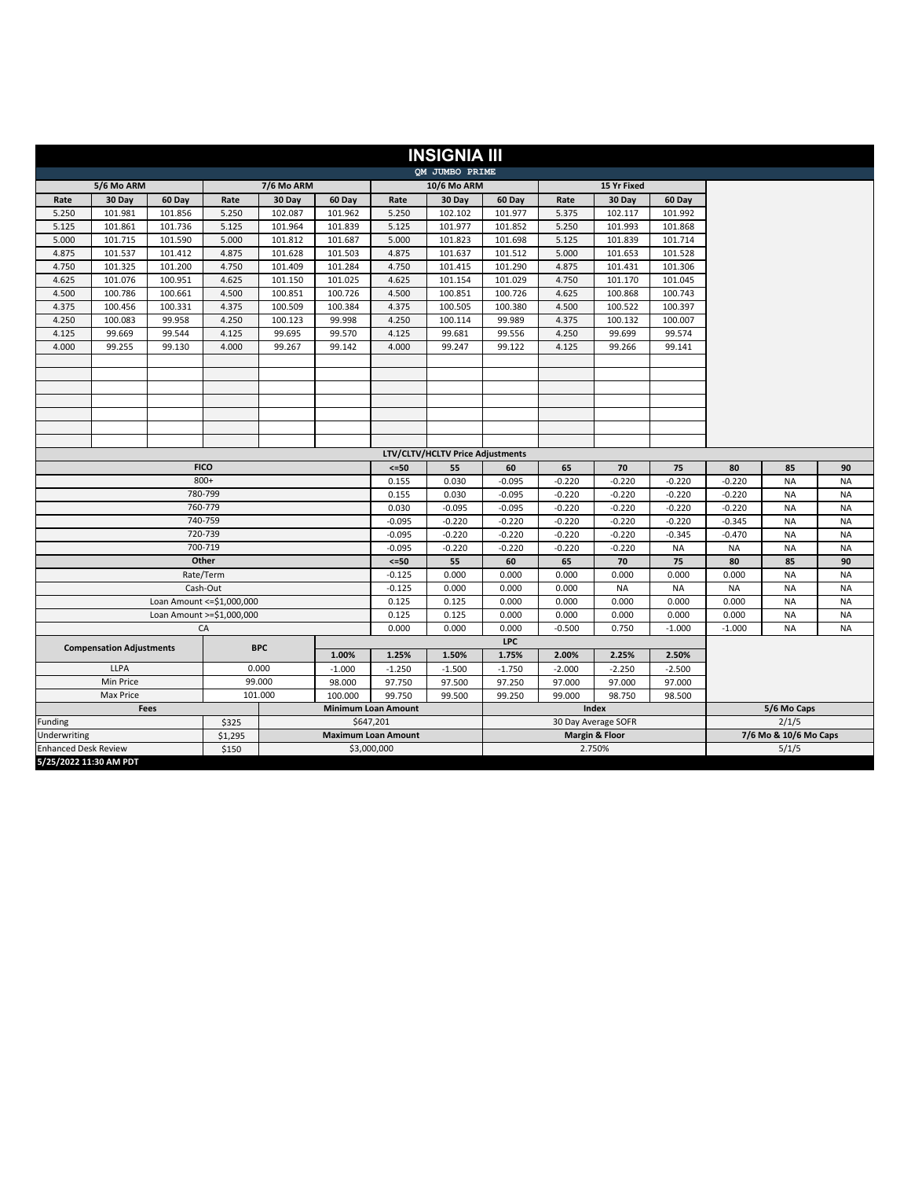# INSIGNIA III

## QM JUMBO PRIME

| 5/6 Mo ARM | | | 7/6 Mo ARM | | | 10/6 Mo ARM | | | 15 Yr Fixed | | |
|---|---|---|---|---|---|---|---|---|---|---|---|
| Rate | 30 Day | 60 Day | Rate | 30 Day | 60 Day | Rate | 30 Day | 60 Day | Rate | 30 Day | 60 Day |
| 5.250 | 101.981 | 101.856 | 5.250 | 102.087 | 101.962 | 5.250 | 102.102 | 101.977 | 5.375 | 102.117 | 101.992 |
| 5.125 | 101.861 | 101.736 | 5.125 | 101.964 | 101.839 | 5.125 | 101.977 | 101.852 | 5.250 | 101.993 | 101.868 |
| 5.000 | 101.715 | 101.590 | 5.000 | 101.812 | 101.687 | 5.000 | 101.823 | 101.698 | 5.125 | 101.839 | 101.714 |
| 4.875 | 101.537 | 101.412 | 4.875 | 101.628 | 101.503 | 4.875 | 101.637 | 101.512 | 5.000 | 101.653 | 101.528 |
| 4.750 | 101.325 | 101.200 | 4.750 | 101.409 | 101.284 | 4.750 | 101.415 | 101.290 | 4.875 | 101.431 | 101.306 |
| 4.625 | 101.076 | 100.951 | 4.625 | 101.150 | 101.025 | 4.625 | 101.154 | 101.029 | 4.750 | 101.170 | 101.045 |
| 4.500 | 100.786 | 100.661 | 4.500 | 100.851 | 100.726 | 4.500 | 100.851 | 100.726 | 4.625 | 100.868 | 100.743 |
| 4.375 | 100.456 | 100.331 | 4.375 | 100.509 | 100.384 | 4.375 | 100.505 | 100.380 | 4.500 | 100.522 | 100.397 |
| 4.250 | 100.083 | 99.958 | 4.250 | 100.123 | 99.998 | 4.250 | 100.114 | 99.989 | 4.375 | 100.132 | 100.007 |
| 4.125 | 99.669 | 99.544 | 4.125 | 99.695 | 99.570 | 4.125 | 99.681 | 99.556 | 4.250 | 99.699 | 99.574 |
| 4.000 | 99.255 | 99.130 | 4.000 | 99.267 | 99.142 | 4.000 | 99.247 | 99.122 | 4.125 | 99.266 | 99.141 |

### LTV/CLTV/HCLTV Price Adjustments

| FICO | <=50 | 55 | 60 | 65 | 70 | 75 | 80 | 85 | 90 |
|---|---|---|---|---|---|---|---|---|---|
| 800+ | 0.155 | 0.030 | -0.095 | -0.220 | -0.220 | -0.220 | -0.220 | NA | NA |
| 780-799 | 0.155 | 0.030 | -0.095 | -0.220 | -0.220 | -0.220 | -0.220 | NA | NA |
| 760-779 | 0.030 | -0.095 | -0.095 | -0.220 | -0.220 | -0.220 | -0.220 | NA | NA |
| 740-759 | -0.095 | -0.220 | -0.220 | -0.220 | -0.220 | -0.220 | -0.345 | NA | NA |
| 720-739 | -0.095 | -0.220 | -0.220 | -0.220 | -0.220 | -0.345 | -0.470 | NA | NA |
| 700-719 | -0.095 | -0.220 | -0.220 | -0.220 | -0.220 | NA | NA | NA | NA |
| **Other** | **<=50** | **55** | **60** | **65** | **70** | **75** | **80** | **85** | **90** |
| Rate/Term | -0.125 | 0.000 | 0.000 | 0.000 | 0.000 | 0.000 | 0.000 | NA | NA |
| Cash-Out | -0.125 | 0.000 | 0.000 | 0.000 | NA | NA | NA | NA | NA |
| Loan Amount <=$1,000,000 | 0.125 | 0.125 | 0.000 | 0.000 | 0.000 | 0.000 | 0.000 | NA | NA |
| Loan Amount >=$1,000,000 | 0.125 | 0.125 | 0.000 | 0.000 | 0.000 | 0.000 | 0.000 | NA | NA |
| CA | 0.000 | 0.000 | 0.000 | -0.500 | 0.750 | -1.000 | -1.000 | NA | NA |

| Compensation Adjustments | BPC | LPC | | | | | | |
|---|---|---|---|---|---|---|---|---|
| | | 1.00% | 1.25% | 1.50% | 1.75% | 2.00% | 2.25% | 2.50% |
| LLPA | 0.000 | -1.000 | -1.250 | -1.500 | -1.750 | -2.000 | -2.250 | -2.500 |
| Min Price | 99.000 | 98.000 | 97.750 | 97.500 | 97.250 | 97.000 | 97.000 | 97.000 |
| Max Price | 101.000 | 100.000 | 99.750 | 99.500 | 99.250 | 99.000 | 98.750 | 98.500 |

| Fees | | Minimum Loan Amount | Index | 5/6 Mo Caps |
|---|---|---|---|---|
| Funding | $325 | $647,201 | 30 Day Average SOFR | 2/1/5 |
| Underwriting | $1,295 | **Maximum Loan Amount** | **Margin & Floor** | **7/6 Mo & 10/6 Mo Caps** |
| Enhanced Desk Review | $150 | $3,000,000 | 2.750% | 5/1/5 |

**5/25/2022 11:30 AM PDT**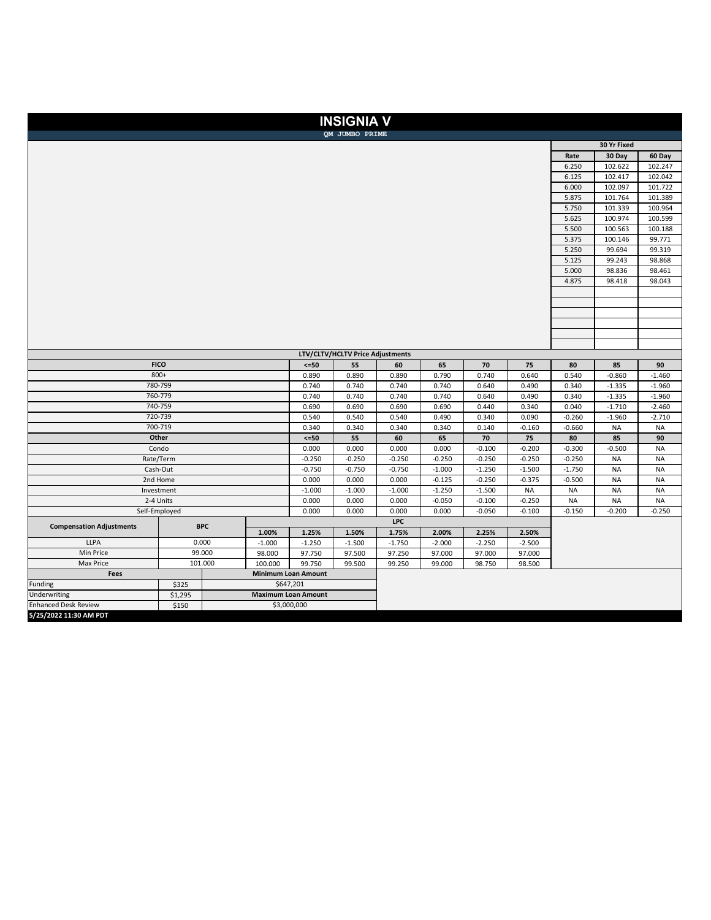# INSIGNIA V

## QM JUMBO PRIME

| 30 Yr Fixed | | |
|---|---|---|
| Rate | 30 Day | 60 Day |
| 6.250 | 102.622 | 102.247 |
| 6.125 | 102.417 | 102.042 |
| 6.000 | 102.097 | 101.722 |
| 5.875 | 101.764 | 101.389 |
| 5.750 | 101.339 | 100.964 |
| 5.625 | 100.974 | 100.599 |
| 5.500 | 100.563 | 100.188 |
| 5.375 | 100.146 | 99.771 |
| 5.250 | 99.694 | 99.319 |
| 5.125 | 99.243 | 98.868 |
| 5.000 | 98.836 | 98.461 |
| 4.875 | 98.418 | 98.043 |

**LTV/CLTV/HCLTV Price Adjustments**

| FICO | <=50 | 55 | 60 | 65 | 70 | 75 | 80 | 85 | 90 |
|---|---|---|---|---|---|---|---|---|---|
| 800+ | 0.890 | 0.890 | 0.890 | 0.790 | 0.740 | 0.640 | 0.540 | -0.860 | -1.460 |
| 780-799 | 0.740 | 0.740 | 0.740 | 0.740 | 0.640 | 0.490 | 0.340 | -1.335 | -1.960 |
| 760-779 | 0.740 | 0.740 | 0.740 | 0.740 | 0.640 | 0.490 | 0.340 | -1.335 | -1.960 |
| 740-759 | 0.690 | 0.690 | 0.690 | 0.690 | 0.440 | 0.340 | 0.040 | -1.710 | -2.460 |
| 720-739 | 0.540 | 0.540 | 0.540 | 0.490 | 0.340 | 0.090 | -0.260 | -1.960 | -2.710 |
| 700-719 | 0.340 | 0.340 | 0.340 | 0.340 | 0.140 | -0.160 | -0.660 | NA | NA |
| **Other** | **<=50** | **55** | **60** | **65** | **70** | **75** | **80** | **85** | **90** |
| Condo | 0.000 | 0.000 | 0.000 | 0.000 | -0.100 | -0.200 | -0.300 | -0.500 | NA |
| Rate/Term | -0.250 | -0.250 | -0.250 | -0.250 | -0.250 | -0.250 | -0.250 | NA | NA |
| Cash-Out | -0.750 | -0.750 | -0.750 | -1.000 | -1.250 | -1.500 | -1.750 | NA | NA |
| 2nd Home | 0.000 | 0.000 | 0.000 | -0.125 | -0.250 | -0.375 | -0.500 | NA | NA |
| Investment | -1.000 | -1.000 | -1.000 | -1.250 | -1.500 | NA | NA | NA | NA |
| 2-4 Units | 0.000 | 0.000 | 0.000 | -0.050 | -0.100 | -0.250 | NA | NA | NA |
| Self-Employed | 0.000 | 0.000 | 0.000 | 0.000 | -0.050 | -0.100 | -0.150 | -0.200 | -0.250 |

| Compensation Adjustments | BPC | LPC | | | | | | |
|---|---|---|---|---|---|---|---|---|
| | | 1.00% | 1.25% | 1.50% | 1.75% | 2.00% | 2.25% | 2.50% |
| LLPA | 0.000 | -1.000 | -1.250 | -1.500 | -1.750 | -2.000 | -2.250 | -2.500 |
| Min Price | 99.000 | 98.000 | 97.750 | 97.500 | 97.250 | 97.000 | 97.000 | 97.000 |
| Max Price | 101.000 | 100.000 | 99.750 | 99.500 | 99.250 | 99.000 | 98.750 | 98.500 |

| Fees | | Minimum Loan Amount |
|---|---|---|
| Funding | $325 | $647,201 |
| Underwriting | $1,295 | **Maximum Loan Amount** |
| Enhanced Desk Review | $150 | $3,000,000 |

**5/25/2022 11:30 AM PDT**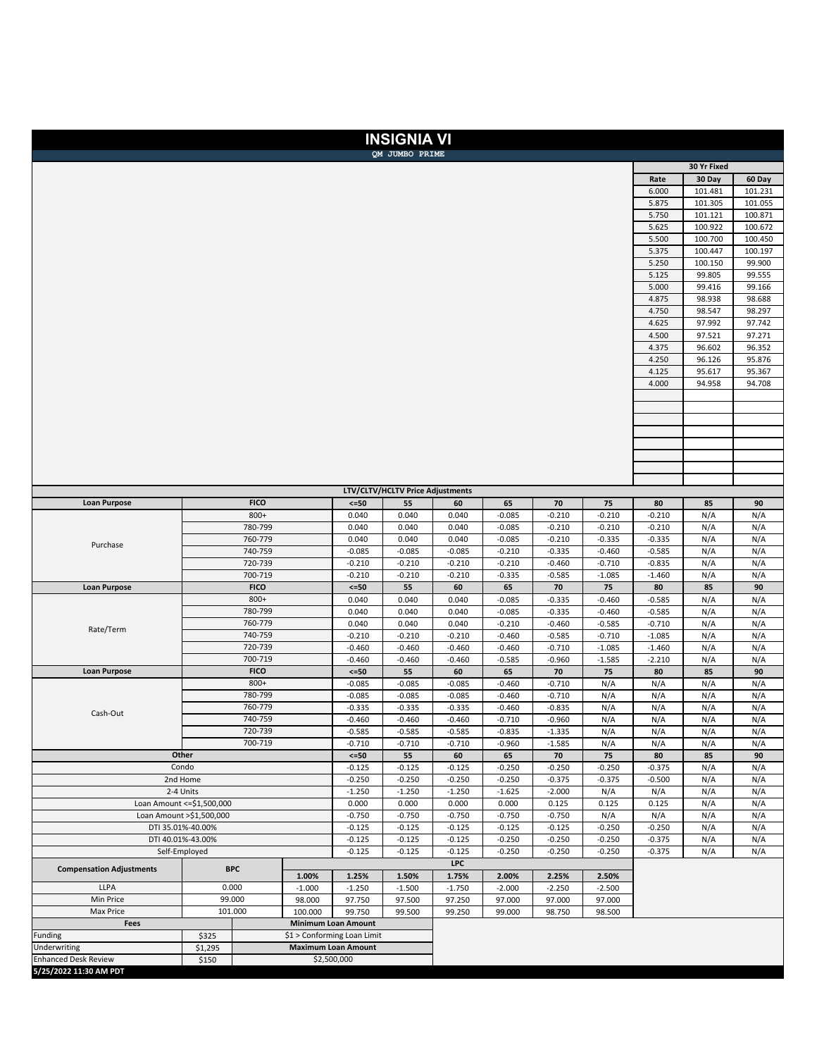# INSIGNIA VI

## QM JUMBO PRIME

| 30 Yr Fixed | | |
|---|---|---|
| Rate | 30 Day | 60 Day |
| 6.000 | 101.481 | 101.231 |
| 5.875 | 101.305 | 101.055 |
| 5.750 | 101.121 | 100.871 |
| 5.625 | 100.922 | 100.672 |
| 5.500 | 100.700 | 100.450 |
| 5.375 | 100.447 | 100.197 |
| 5.250 | 100.150 | 99.900 |
| 5.125 | 99.805 | 99.555 |
| 5.000 | 99.416 | 99.166 |
| 4.875 | 98.938 | 98.688 |
| 4.750 | 98.547 | 98.297 |
| 4.625 | 97.992 | 97.742 |
| 4.500 | 97.521 | 97.271 |
| 4.375 | 96.602 | 96.352 |
| 4.250 | 96.126 | 95.876 |
| 4.125 | 95.617 | 95.367 |
| 4.000 | 94.958 | 94.708 |

**LTV/CLTV/HCLTV Price Adjustments**

| Loan Purpose | FICO | <=50 | 55 | 60 | 65 | 70 | 75 | 80 | 85 | 90 |
|---|---|---|---|---|---|---|---|---|---|---|
| Purchase | 800+ | 0.040 | 0.040 | 0.040 | -0.085 | -0.210 | -0.210 | -0.210 | N/A | N/A |
| | 780-799 | 0.040 | 0.040 | 0.040 | -0.085 | -0.210 | -0.210 | -0.210 | N/A | N/A |
| | 760-779 | 0.040 | 0.040 | 0.040 | -0.085 | -0.210 | -0.335 | -0.335 | N/A | N/A |
| | 740-759 | -0.085 | -0.085 | -0.085 | -0.210 | -0.335 | -0.460 | -0.585 | N/A | N/A |
| | 720-739 | -0.210 | -0.210 | -0.210 | -0.210 | -0.460 | -0.710 | -0.835 | N/A | N/A |
| | 700-719 | -0.210 | -0.210 | -0.210 | -0.335 | -0.585 | -1.085 | -1.460 | N/A | N/A |
| **Loan Purpose** | **FICO** | **<=50** | **55** | **60** | **65** | **70** | **75** | **80** | **85** | **90** |
| Rate/Term | 800+ | 0.040 | 0.040 | 0.040 | -0.085 | -0.335 | -0.460 | -0.585 | N/A | N/A |
| | 780-799 | 0.040 | 0.040 | 0.040 | -0.085 | -0.335 | -0.460 | -0.585 | N/A | N/A |
| | 760-779 | 0.040 | 0.040 | 0.040 | -0.210 | -0.460 | -0.585 | -0.710 | N/A | N/A |
| | 740-759 | -0.210 | -0.210 | -0.210 | -0.460 | -0.585 | -0.710 | -1.085 | N/A | N/A |
| | 720-739 | -0.460 | -0.460 | -0.460 | -0.460 | -0.710 | -1.085 | -1.460 | N/A | N/A |
| | 700-719 | -0.460 | -0.460 | -0.460 | -0.585 | -0.960 | -1.585 | -2.210 | N/A | N/A |
| **Loan Purpose** | **FICO** | **<=50** | **55** | **60** | **65** | **70** | **75** | **80** | **85** | **90** |
| Cash-Out | 800+ | -0.085 | -0.085 | -0.085 | -0.460 | -0.710 | N/A | N/A | N/A | N/A |
| | 780-799 | -0.085 | -0.085 | -0.085 | -0.460 | -0.710 | N/A | N/A | N/A | N/A |
| | 760-779 | -0.335 | -0.335 | -0.335 | -0.460 | -0.835 | N/A | N/A | N/A | N/A |
| | 740-759 | -0.460 | -0.460 | -0.460 | -0.710 | -0.960 | N/A | N/A | N/A | N/A |
| | 720-739 | -0.585 | -0.585 | -0.585 | -0.835 | -1.335 | N/A | N/A | N/A | N/A |
| | 700-719 | -0.710 | -0.710 | -0.710 | -0.960 | -1.585 | N/A | N/A | N/A | N/A |
| **Other** | | **<=50** | **55** | **60** | **65** | **70** | **75** | **80** | **85** | **90** |
| Condo | | -0.125 | -0.125 | -0.125 | -0.250 | -0.250 | -0.250 | -0.375 | N/A | N/A |
| 2nd Home | | -0.250 | -0.250 | -0.250 | -0.250 | -0.375 | -0.375 | -0.500 | N/A | N/A |
| 2-4 Units | | -1.250 | -1.250 | -1.250 | -1.625 | -2.000 | N/A | N/A | N/A | N/A |
| Loan Amount <=$1,500,000 | | 0.000 | 0.000 | 0.000 | 0.000 | 0.125 | 0.125 | 0.125 | N/A | N/A |
| Loan Amount >$1,500,000 | | -0.750 | -0.750 | -0.750 | -0.750 | -0.750 | N/A | N/A | N/A | N/A |
| DTI 35.01%-40.00% | | -0.125 | -0.125 | -0.125 | -0.125 | -0.125 | -0.250 | -0.250 | N/A | N/A |
| DTI 40.01%-43.00% | | -0.125 | -0.125 | -0.125 | -0.250 | -0.250 | -0.250 | -0.375 | N/A | N/A |
| Self-Employed | | -0.125 | -0.125 | -0.125 | -0.250 | -0.250 | -0.250 | -0.375 | N/A | N/A |

| Compensation Adjustments | BPC | LPC | | | | | | | |
|---|---|---|---|---|---|---|---|---|---|
| | | 1.00% | 1.25% | 1.50% | 1.75% | 2.00% | 2.25% | 2.50% |
| LLPA | 0.000 | -1.000 | -1.250 | -1.500 | -1.750 | -2.000 | -2.250 | -2.500 |
| Min Price | 99.000 | 98.000 | 97.750 | 97.500 | 97.250 | 97.000 | 97.000 | 97.000 |
| Max Price | 101.000 | 100.000 | 99.750 | 99.500 | 99.250 | 99.000 | 98.750 | 98.500 |

| Fees | | |
|---|---|---|
| Funding | $325 | **Minimum Loan Amount** |
| Underwriting | $1,295 | $1 > Conforming Loan Limit |
| Enhanced Desk Review | $150 | **Maximum Loan Amount** |
| | | $2,500,000 |

5/25/2022 11:30 AM PDT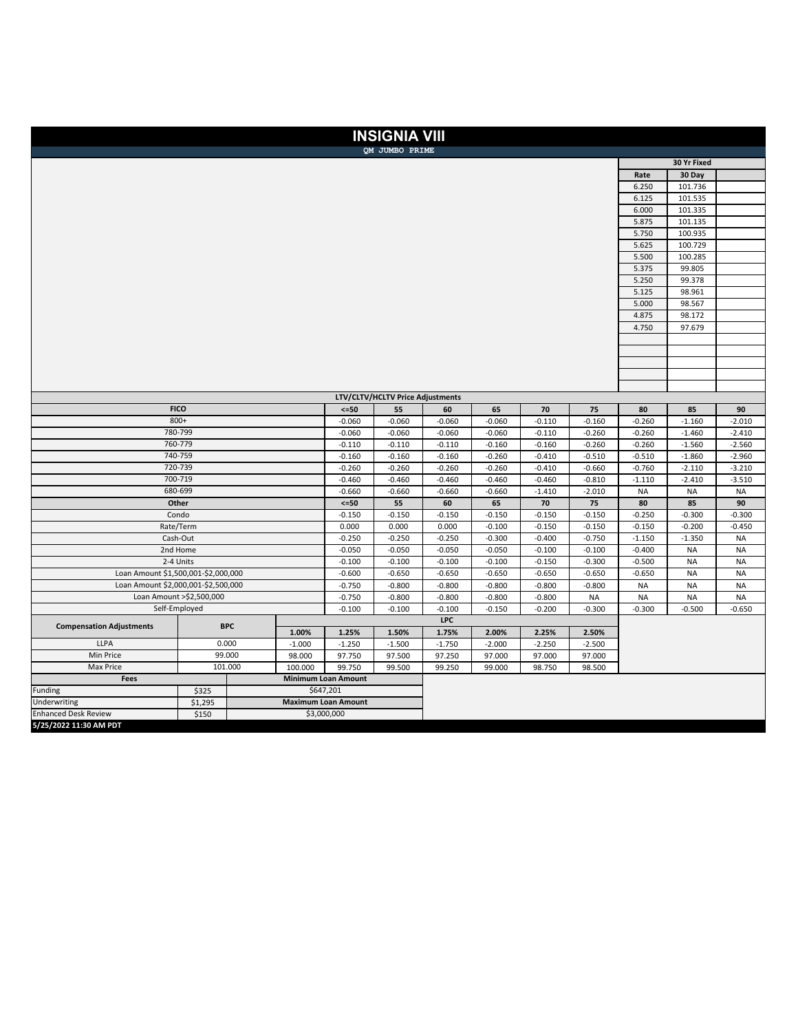# INSIGNIA VIII

## QM JUMBO PRIME

| 30 Yr Fixed | | |
|---|---|---|
| Rate | 30 Day | |
| 6.250 | 101.736 | |
| 6.125 | 101.535 | |
| 6.000 | 101.335 | |
| 5.875 | 101.135 | |
| 5.750 | 100.935 | |
| 5.625 | 100.729 | |
| 5.500 | 100.285 | |
| 5.375 | 99.805 | |
| 5.250 | 99.378 | |
| 5.125 | 98.961 | |
| 5.000 | 98.567 | |
| 4.875 | 98.172 | |
| 4.750 | 97.679 | |

**LTV/CLTV/HCLTV Price Adjustments**

| FICO | <=50 | 55 | 60 | 65 | 70 | 75 | 80 | 85 | 90 |
|---|---|---|---|---|---|---|---|---|---|
| 800+ | -0.060 | -0.060 | -0.060 | -0.060 | -0.110 | -0.160 | -0.260 | -1.160 | -2.010 |
| 780-799 | -0.060 | -0.060 | -0.060 | -0.060 | -0.110 | -0.260 | -0.260 | -1.460 | -2.410 |
| 760-779 | -0.110 | -0.110 | -0.110 | -0.160 | -0.160 | -0.260 | -0.260 | -1.560 | -2.560 |
| 740-759 | -0.160 | -0.160 | -0.160 | -0.260 | -0.410 | -0.510 | -0.510 | -1.860 | -2.960 |
| 720-739 | -0.260 | -0.260 | -0.260 | -0.260 | -0.410 | -0.660 | -0.760 | -2.110 | -3.210 |
| 700-719 | -0.460 | -0.460 | -0.460 | -0.460 | -0.460 | -0.810 | -1.110 | -2.410 | -3.510 |
| 680-699 | -0.660 | -0.660 | -0.660 | -0.660 | -1.410 | -2.010 | NA | NA | NA |
| **Other** | **<=50** | **55** | **60** | **65** | **70** | **75** | **80** | **85** | **90** |
| Condo | -0.150 | -0.150 | -0.150 | -0.150 | -0.150 | -0.150 | -0.250 | -0.300 | -0.300 |
| Rate/Term | 0.000 | 0.000 | 0.000 | -0.100 | -0.150 | -0.150 | -0.150 | -0.200 | -0.450 |
| Cash-Out | -0.250 | -0.250 | -0.250 | -0.300 | -0.400 | -0.750 | -1.150 | -1.350 | NA |
| 2nd Home | -0.050 | -0.050 | -0.050 | -0.050 | -0.100 | -0.100 | -0.400 | NA | NA |
| 2-4 Units | -0.100 | -0.100 | -0.100 | -0.100 | -0.150 | -0.300 | -0.500 | NA | NA |
| Loan Amount $1,500,001-$2,000,000 | -0.600 | -0.650 | -0.650 | -0.650 | -0.650 | -0.650 | -0.650 | NA | NA |
| Loan Amount $2,000,001-$2,500,000 | -0.750 | -0.800 | -0.800 | -0.800 | -0.800 | -0.800 | NA | NA | NA |
| Loan Amount >$2,500,000 | -0.750 | -0.800 | -0.800 | -0.800 | -0.800 | NA | NA | NA | NA |
| Self-Employed | -0.100 | -0.100 | -0.100 | -0.150 | -0.200 | -0.300 | -0.300 | -0.500 | -0.650 |

| Compensation Adjustments | BPC | LPC | | | | | | |
|---|---|---|---|---|---|---|---|---|
| | | 1.00% | 1.25% | 1.50% | 1.75% | 2.00% | 2.25% | 2.50% |
| LLPA | 0.000 | -1.000 | -1.250 | -1.500 | -1.750 | -2.000 | -2.250 | -2.500 |
| Min Price | 99.000 | 98.000 | 97.750 | 97.500 | 97.250 | 97.000 | 97.000 | 97.000 |
| Max Price | 101.000 | 100.000 | 99.750 | 99.500 | 99.250 | 99.000 | 98.750 | 98.500 |

| Fees | | Minimum Loan Amount |
|---|---|---|
| Funding | $325 | $647,201 |
| Underwriting | $1,295 | **Maximum Loan Amount** |
| Enhanced Desk Review | $150 | $3,000,000 |

**5/25/2022 11:30 AM PDT**